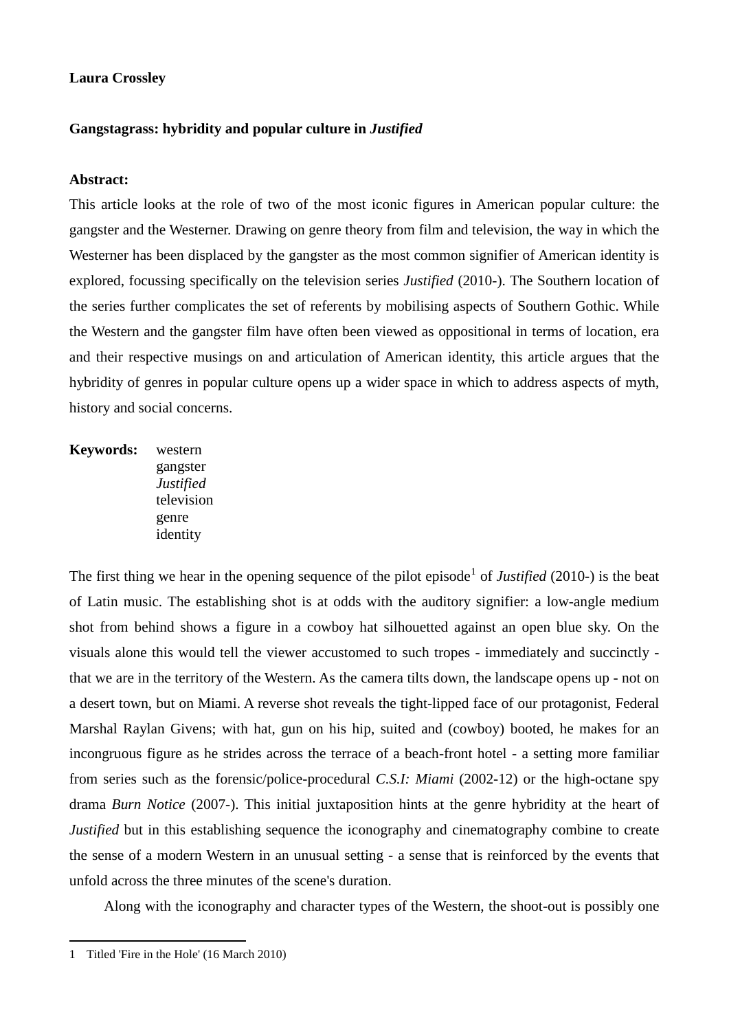**Laura Crossley**

**Gangstagrass: hybridity and popular culture in *Justified***

**Abstract:**

This article looks at the role of two of the most iconic figures in American popular culture: the gangster and the Westerner. Drawing on genre theory from film and television, the way in which the Westerner has been displaced by the gangster as the most common signifier of American identity is explored, focussing specifically on the television series *Justified* (2010-). The Southern location of the series further complicates the set of referents by mobilising aspects of Southern Gothic. While the Western and the gangster film have often been viewed as oppositional in terms of location, era and their respective musings on and articulation of American identity, this article argues that the hybridity of genres in popular culture opens up a wider space in which to address aspects of myth, history and social concerns.

**Keywords:** western
gangster
*Justified*
television
genre
identity

The first thing we hear in the opening sequence of the pilot episode[1] of *Justified* (2010-) is the beat of Latin music. The establishing shot is at odds with the auditory signifier: a low-angle medium shot from behind shows a figure in a cowboy hat silhouetted against an open blue sky. On the visuals alone this would tell the viewer accustomed to such tropes - immediately and succinctly - that we are in the territory of the Western. As the camera tilts down, the landscape opens up - not on a desert town, but on Miami. A reverse shot reveals the tight-lipped face of our protagonist, Federal Marshal Raylan Givens; with hat, gun on his hip, suited and (cowboy) booted, he makes for an incongruous figure as he strides across the terrace of a beach-front hotel - a setting more familiar from series such as the forensic/police-procedural *C.S.I: Miami* (2002-12) or the high-octane spy drama *Burn Notice* (2007-). This initial juxtaposition hints at the genre hybridity at the heart of *Justified* but in this establishing sequence the iconography and cinematography combine to create the sense of a modern Western in an unusual setting - a sense that is reinforced by the events that unfold across the three minutes of the scene's duration.

Along with the iconography and character types of the Western, the shoot-out is possibly one

1 Titled 'Fire in the Hole' (16 March 2010)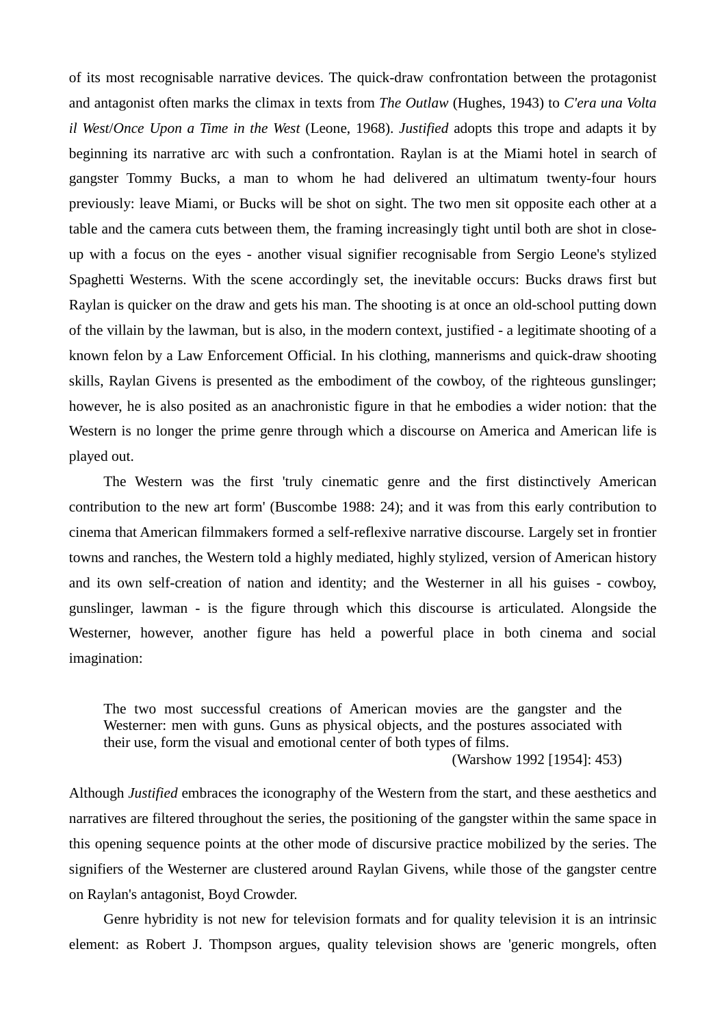of its most recognisable narrative devices. The quick-draw confrontation between the protagonist and antagonist often marks the climax in texts from *The Outlaw* (Hughes, 1943) to *C'era una Volta il West*/*Once Upon a Time in the West* (Leone, 1968). *Justified* adopts this trope and adapts it by beginning its narrative arc with such a confrontation. Raylan is at the Miami hotel in search of gangster Tommy Bucks, a man to whom he had delivered an ultimatum twenty-four hours previously: leave Miami, or Bucks will be shot on sight. The two men sit opposite each other at a table and the camera cuts between them, the framing increasingly tight until both are shot in close-up with a focus on the eyes - another visual signifier recognisable from Sergio Leone's stylized Spaghetti Westerns. With the scene accordingly set, the inevitable occurs: Bucks draws first but Raylan is quicker on the draw and gets his man. The shooting is at once an old-school putting down of the villain by the lawman, but is also, in the modern context, justified - a legitimate shooting of a known felon by a Law Enforcement Official. In his clothing, mannerisms and quick-draw shooting skills, Raylan Givens is presented as the embodiment of the cowboy, of the righteous gunslinger; however, he is also posited as an anachronistic figure in that he embodies a wider notion: that the Western is no longer the prime genre through which a discourse on America and American life is played out.

The Western was the first 'truly cinematic genre and the first distinctively American contribution to the new art form' (Buscombe 1988: 24); and it was from this early contribution to cinema that American filmmakers formed a self-reflexive narrative discourse. Largely set in frontier towns and ranches, the Western told a highly mediated, highly stylized, version of American history and its own self-creation of nation and identity; and the Westerner in all his guises - cowboy, gunslinger, lawman - is the figure through which this discourse is articulated. Alongside the Westerner, however, another figure has held a powerful place in both cinema and social imagination:

> The two most successful creations of American movies are the gangster and the Westerner: men with guns. Guns as physical objects, and the postures associated with their use, form the visual and emotional center of both types of films.
>
> (Warshow 1992 [1954]: 453)

Although *Justified* embraces the iconography of the Western from the start, and these aesthetics and narratives are filtered throughout the series, the positioning of the gangster within the same space in this opening sequence points at the other mode of discursive practice mobilized by the series. The signifiers of the Westerner are clustered around Raylan Givens, while those of the gangster centre on Raylan's antagonist, Boyd Crowder.

Genre hybridity is not new for television formats and for quality television it is an intrinsic element: as Robert J. Thompson argues, quality television shows are 'generic mongrels, often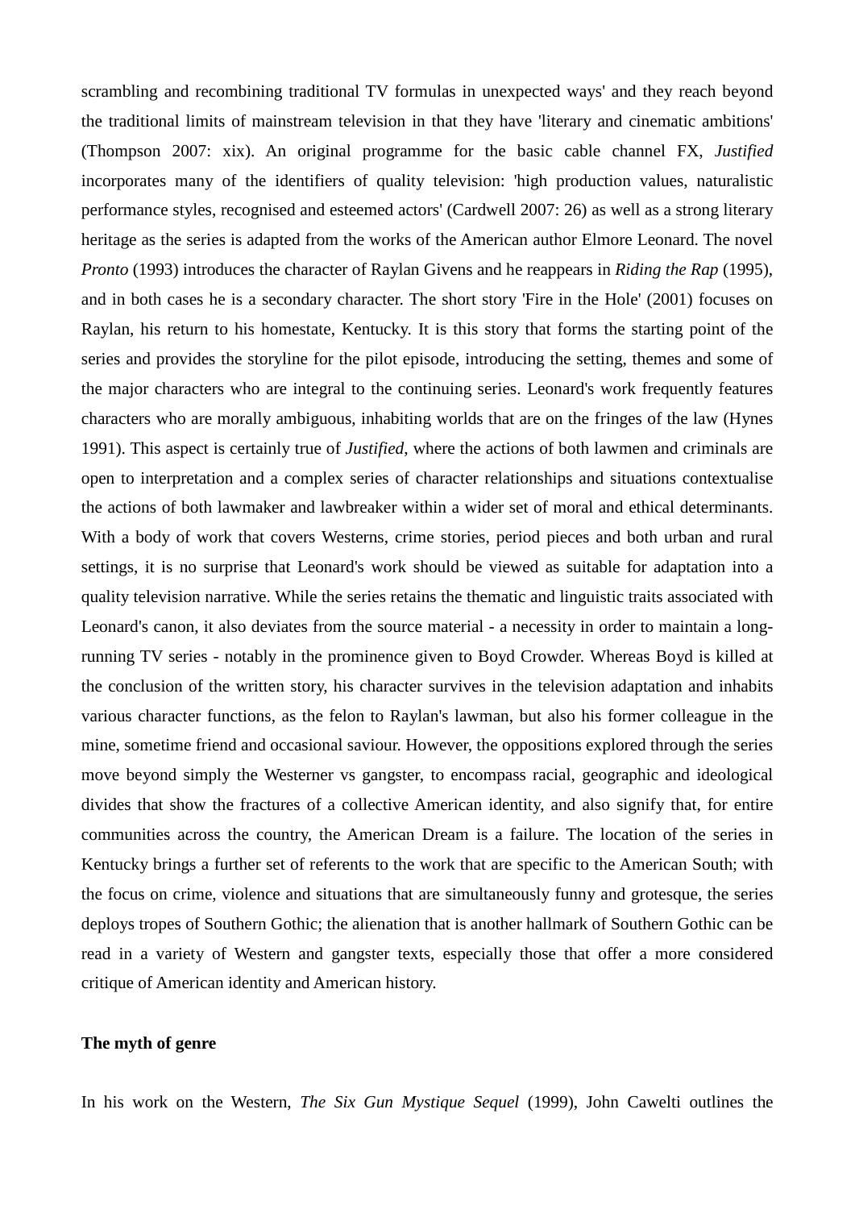scrambling and recombining traditional TV formulas in unexpected ways' and they reach beyond the traditional limits of mainstream television in that they have 'literary and cinematic ambitions' (Thompson 2007: xix). An original programme for the basic cable channel FX, *Justified* incorporates many of the identifiers of quality television: 'high production values, naturalistic performance styles, recognised and esteemed actors' (Cardwell 2007: 26) as well as a strong literary heritage as the series is adapted from the works of the American author Elmore Leonard. The novel *Pronto* (1993) introduces the character of Raylan Givens and he reappears in *Riding the Rap* (1995), and in both cases he is a secondary character. The short story 'Fire in the Hole' (2001) focuses on Raylan, his return to his homestate, Kentucky. It is this story that forms the starting point of the series and provides the storyline for the pilot episode, introducing the setting, themes and some of the major characters who are integral to the continuing series. Leonard's work frequently features characters who are morally ambiguous, inhabiting worlds that are on the fringes of the law (Hynes 1991). This aspect is certainly true of *Justified*, where the actions of both lawmen and criminals are open to interpretation and a complex series of character relationships and situations contextualise the actions of both lawmaker and lawbreaker within a wider set of moral and ethical determinants. With a body of work that covers Westerns, crime stories, period pieces and both urban and rural settings, it is no surprise that Leonard's work should be viewed as suitable for adaptation into a quality television narrative. While the series retains the thematic and linguistic traits associated with Leonard's canon, it also deviates from the source material - a necessity in order to maintain a long-running TV series - notably in the prominence given to Boyd Crowder. Whereas Boyd is killed at the conclusion of the written story, his character survives in the television adaptation and inhabits various character functions, as the felon to Raylan's lawman, but also his former colleague in the mine, sometime friend and occasional saviour. However, the oppositions explored through the series move beyond simply the Westerner vs gangster, to encompass racial, geographic and ideological divides that show the fractures of a collective American identity, and also signify that, for entire communities across the country, the American Dream is a failure. The location of the series in Kentucky brings a further set of referents to the work that are specific to the American South; with the focus on crime, violence and situations that are simultaneously funny and grotesque, the series deploys tropes of Southern Gothic; the alienation that is another hallmark of Southern Gothic can be read in a variety of Western and gangster texts, especially those that offer a more considered critique of American identity and American history.

**The myth of genre**

In his work on the Western, *The Six Gun Mystique Sequel* (1999), John Cawelti outlines the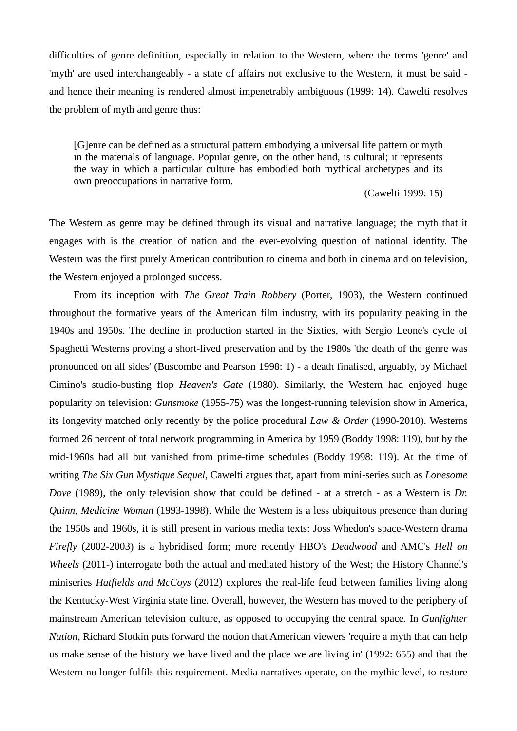difficulties of genre definition, especially in relation to the Western, where the terms 'genre' and 'myth' are used interchangeably - a state of affairs not exclusive to the Western, it must be said - and hence their meaning is rendered almost impenetrably ambiguous (1999: 14). Cawelti resolves the problem of myth and genre thus:

> [G]enre can be defined as a structural pattern embodying a universal life pattern or myth in the materials of language. Popular genre, on the other hand, is cultural; it represents the way in which a particular culture has embodied both mythical archetypes and its own preoccupations in narrative form.
>
> (Cawelti 1999: 15)

The Western as genre may be defined through its visual and narrative language; the myth that it engages with is the creation of nation and the ever-evolving question of national identity. The Western was the first purely American contribution to cinema and both in cinema and on television, the Western enjoyed a prolonged success.

From its inception with *The Great Train Robbery* (Porter, 1903), the Western continued throughout the formative years of the American film industry, with its popularity peaking in the 1940s and 1950s. The decline in production started in the Sixties, with Sergio Leone's cycle of Spaghetti Westerns proving a short-lived preservation and by the 1980s 'the death of the genre was pronounced on all sides' (Buscombe and Pearson 1998: 1) - a death finalised, arguably, by Michael Cimino's studio-busting flop *Heaven's Gate* (1980). Similarly, the Western had enjoyed huge popularity on television: *Gunsmoke* (1955-75) was the longest-running television show in America, its longevity matched only recently by the police procedural *Law & Order* (1990-2010). Westerns formed 26 percent of total network programming in America by 1959 (Boddy 1998: 119), but by the mid-1960s had all but vanished from prime-time schedules (Boddy 1998: 119). At the time of writing *The Six Gun Mystique Sequel*, Cawelti argues that, apart from mini-series such as *Lonesome Dove* (1989), the only television show that could be defined - at a stretch - as a Western is *Dr. Quinn, Medicine Woman* (1993-1998). While the Western is a less ubiquitous presence than during the 1950s and 1960s, it is still present in various media texts: Joss Whedon's space-Western drama *Firefly* (2002-2003) is a hybridised form; more recently HBO's *Deadwood* and AMC's *Hell on Wheels* (2011-) interrogate both the actual and mediated history of the West; the History Channel's miniseries *Hatfields and McCoys* (2012) explores the real-life feud between families living along the Kentucky-West Virginia state line. Overall, however, the Western has moved to the periphery of mainstream American television culture, as opposed to occupying the central space. In *Gunfighter Nation*, Richard Slotkin puts forward the notion that American viewers 'require a myth that can help us make sense of the history we have lived and the place we are living in' (1992: 655) and that the Western no longer fulfils this requirement. Media narratives operate, on the mythic level, to restore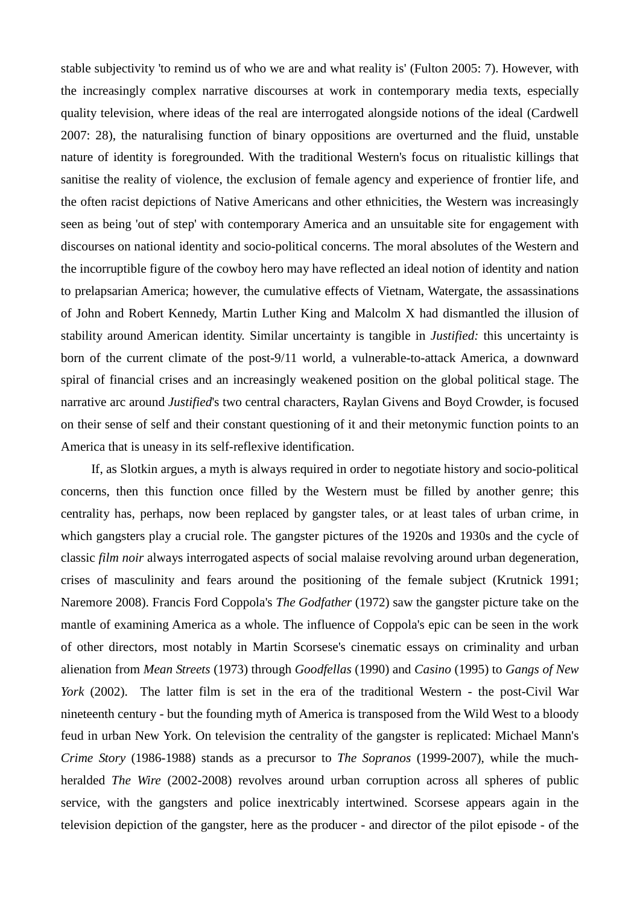stable subjectivity 'to remind us of who we are and what reality is' (Fulton 2005: 7). However, with the increasingly complex narrative discourses at work in contemporary media texts, especially quality television, where ideas of the real are interrogated alongside notions of the ideal (Cardwell 2007: 28), the naturalising function of binary oppositions are overturned and the fluid, unstable nature of identity is foregrounded. With the traditional Western's focus on ritualistic killings that sanitise the reality of violence, the exclusion of female agency and experience of frontier life, and the often racist depictions of Native Americans and other ethnicities, the Western was increasingly seen as being 'out of step' with contemporary America and an unsuitable site for engagement with discourses on national identity and socio-political concerns. The moral absolutes of the Western and the incorruptible figure of the cowboy hero may have reflected an ideal notion of identity and nation to prelapsarian America; however, the cumulative effects of Vietnam, Watergate, the assassinations of John and Robert Kennedy, Martin Luther King and Malcolm X had dismantled the illusion of stability around American identity. Similar uncertainty is tangible in *Justified:* this uncertainty is born of the current climate of the post-9/11 world, a vulnerable-to-attack America, a downward spiral of financial crises and an increasingly weakened position on the global political stage. The narrative arc around *Justified*'s two central characters, Raylan Givens and Boyd Crowder, is focused on their sense of self and their constant questioning of it and their metonymic function points to an America that is uneasy in its self-reflexive identification.

If, as Slotkin argues, a myth is always required in order to negotiate history and socio-political concerns, then this function once filled by the Western must be filled by another genre; this centrality has, perhaps, now been replaced by gangster tales, or at least tales of urban crime, in which gangsters play a crucial role. The gangster pictures of the 1920s and 1930s and the cycle of classic *film noir* always interrogated aspects of social malaise revolving around urban degeneration, crises of masculinity and fears around the positioning of the female subject (Krutnick 1991; Naremore 2008). Francis Ford Coppola's *The Godfather* (1972) saw the gangster picture take on the mantle of examining America as a whole. The influence of Coppola's epic can be seen in the work of other directors, most notably in Martin Scorsese's cinematic essays on criminality and urban alienation from *Mean Streets* (1973) through *Goodfellas* (1990) and *Casino* (1995) to *Gangs of New York* (2002). The latter film is set in the era of the traditional Western - the post-Civil War nineteenth century - but the founding myth of America is transposed from the Wild West to a bloody feud in urban New York. On television the centrality of the gangster is replicated: Michael Mann's *Crime Story* (1986-1988) stands as a precursor to *The Sopranos* (1999-2007), while the much-heralded *The Wire* (2002-2008) revolves around urban corruption across all spheres of public service, with the gangsters and police inextricably intertwined. Scorsese appears again in the television depiction of the gangster, here as the producer - and director of the pilot episode - of the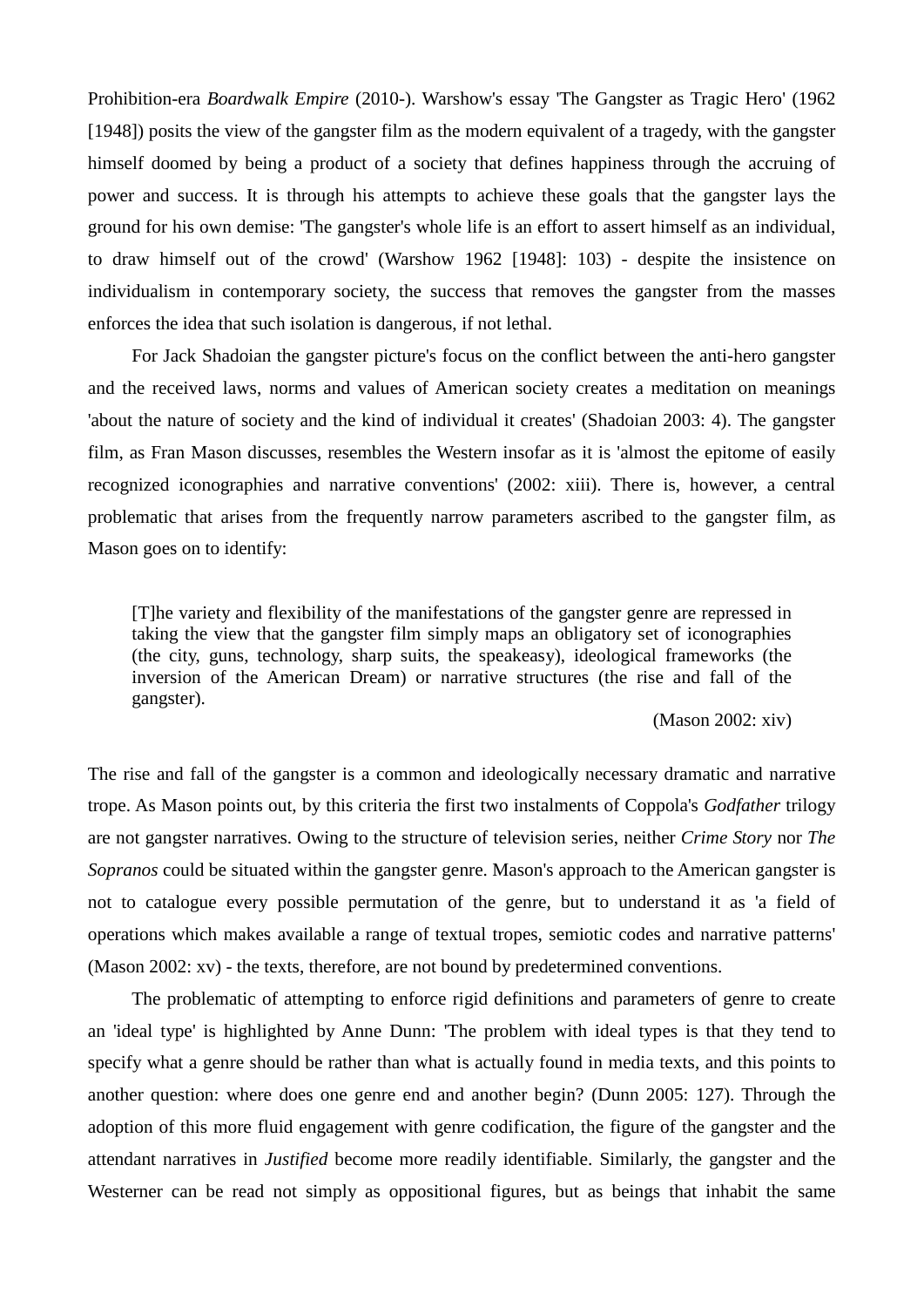Prohibition-era *Boardwalk Empire* (2010-). Warshow's essay 'The Gangster as Tragic Hero' (1962 [1948]) posits the view of the gangster film as the modern equivalent of a tragedy, with the gangster himself doomed by being a product of a society that defines happiness through the accruing of power and success. It is through his attempts to achieve these goals that the gangster lays the ground for his own demise: 'The gangster's whole life is an effort to assert himself as an individual, to draw himself out of the crowd' (Warshow 1962 [1948]: 103) - despite the insistence on individualism in contemporary society, the success that removes the gangster from the masses enforces the idea that such isolation is dangerous, if not lethal.

For Jack Shadoian the gangster picture's focus on the conflict between the anti-hero gangster and the received laws, norms and values of American society creates a meditation on meanings 'about the nature of society and the kind of individual it creates' (Shadoian 2003: 4). The gangster film, as Fran Mason discusses, resembles the Western insofar as it is 'almost the epitome of easily recognized iconographies and narrative conventions' (2002: xiii). There is, however, a central problematic that arises from the frequently narrow parameters ascribed to the gangster film, as Mason goes on to identify:

> [T]he variety and flexibility of the manifestations of the gangster genre are repressed in taking the view that the gangster film simply maps an obligatory set of iconographies (the city, guns, technology, sharp suits, the speakeasy), ideological frameworks (the inversion of the American Dream) or narrative structures (the rise and fall of the gangster).
>
> (Mason 2002: xiv)

The rise and fall of the gangster is a common and ideologically necessary dramatic and narrative trope. As Mason points out, by this criteria the first two instalments of Coppola's *Godfather* trilogy are not gangster narratives. Owing to the structure of television series, neither *Crime Story* nor *The Sopranos* could be situated within the gangster genre. Mason's approach to the American gangster is not to catalogue every possible permutation of the genre, but to understand it as 'a field of operations which makes available a range of textual tropes, semiotic codes and narrative patterns' (Mason 2002: xv) - the texts, therefore, are not bound by predetermined conventions.

The problematic of attempting to enforce rigid definitions and parameters of genre to create an 'ideal type' is highlighted by Anne Dunn: 'The problem with ideal types is that they tend to specify what a genre should be rather than what is actually found in media texts, and this points to another question: where does one genre end and another begin? (Dunn 2005: 127). Through the adoption of this more fluid engagement with genre codification, the figure of the gangster and the attendant narratives in *Justified* become more readily identifiable. Similarly, the gangster and the Westerner can be read not simply as oppositional figures, but as beings that inhabit the same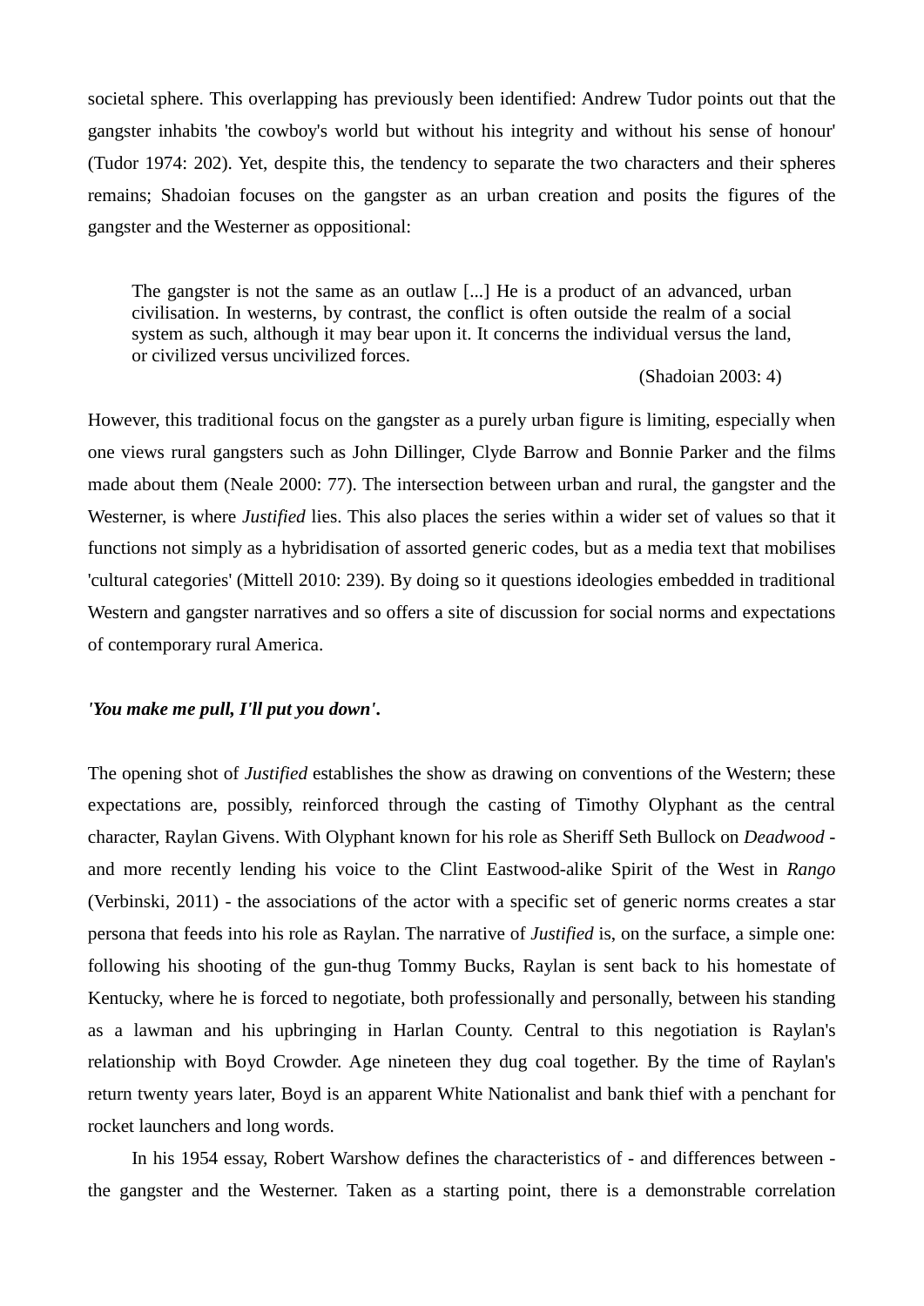societal sphere. This overlapping has previously been identified: Andrew Tudor points out that the gangster inhabits 'the cowboy's world but without his integrity and without his sense of honour' (Tudor 1974: 202). Yet, despite this, the tendency to separate the two characters and their spheres remains; Shadoian focuses on the gangster as an urban creation and posits the figures of the gangster and the Westerner as oppositional:

> The gangster is not the same as an outlaw [...] He is a product of an advanced, urban civilisation. In westerns, by contrast, the conflict is often outside the realm of a social system as such, although it may bear upon it. It concerns the individual versus the land, or civilized versus uncivilized forces.
>
> (Shadoian 2003: 4)

However, this traditional focus on the gangster as a purely urban figure is limiting, especially when one views rural gangsters such as John Dillinger, Clyde Barrow and Bonnie Parker and the films made about them (Neale 2000: 77). The intersection between urban and rural, the gangster and the Westerner, is where *Justified* lies. This also places the series within a wider set of values so that it functions not simply as a hybridisation of assorted generic codes, but as a media text that mobilises 'cultural categories' (Mittell 2010: 239). By doing so it questions ideologies embedded in traditional Western and gangster narratives and so offers a site of discussion for social norms and expectations of contemporary rural America.

### *'You make me pull, I'll put you down'*.

The opening shot of *Justified* establishes the show as drawing on conventions of the Western; these expectations are, possibly, reinforced through the casting of Timothy Olyphant as the central character, Raylan Givens. With Olyphant known for his role as Sheriff Seth Bullock on *Deadwood* - and more recently lending his voice to the Clint Eastwood-alike Spirit of the West in *Rango* (Verbinski, 2011) - the associations of the actor with a specific set of generic norms creates a star persona that feeds into his role as Raylan. The narrative of *Justified* is, on the surface, a simple one: following his shooting of the gun-thug Tommy Bucks, Raylan is sent back to his homestate of Kentucky, where he is forced to negotiate, both professionally and personally, between his standing as a lawman and his upbringing in Harlan County. Central to this negotiation is Raylan's relationship with Boyd Crowder. Age nineteen they dug coal together. By the time of Raylan's return twenty years later, Boyd is an apparent White Nationalist and bank thief with a penchant for rocket launchers and long words.

In his 1954 essay, Robert Warshow defines the characteristics of - and differences between - the gangster and the Westerner. Taken as a starting point, there is a demonstrable correlation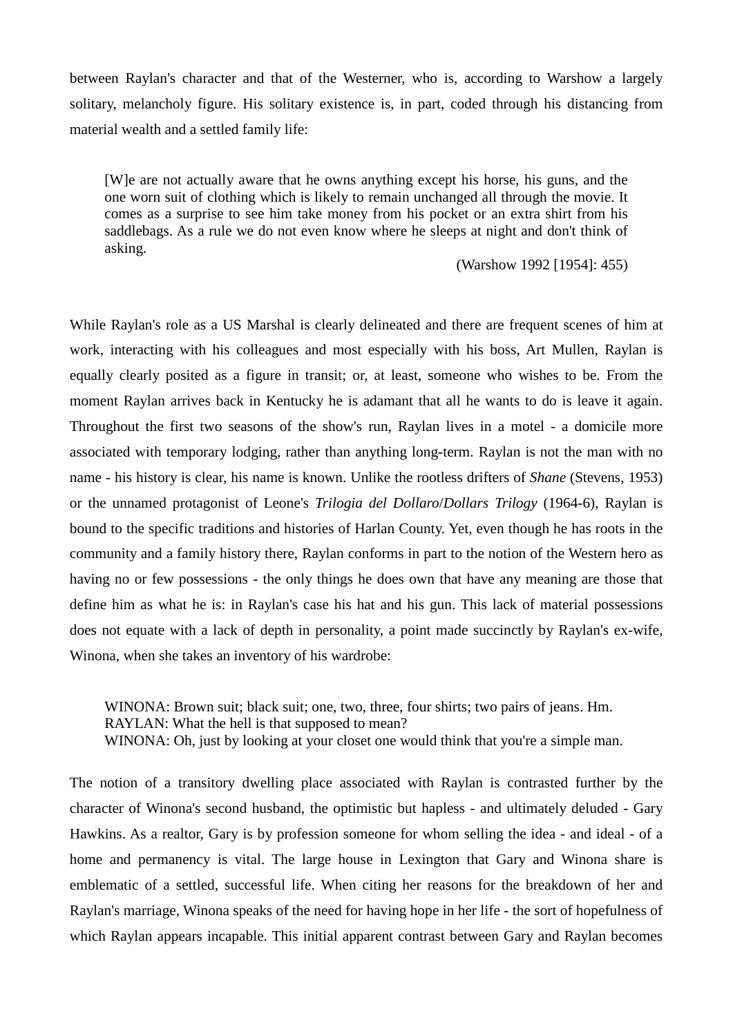between Raylan's character and that of the Westerner, who is, according to Warshow a largely solitary, melancholy figure. His solitary existence is, in part, coded through his distancing from material wealth and a settled family life:

> [W]e are not actually aware that he owns anything except his horse, his guns, and the one worn suit of clothing which is likely to remain unchanged all through the movie. It comes as a surprise to see him take money from his pocket or an extra shirt from his saddlebags. As a rule we do not even know where he sleeps at night and don't think of asking.
>
> (Warshow 1992 [1954]: 455)

While Raylan's role as a US Marshal is clearly delineated and there are frequent scenes of him at work, interacting with his colleagues and most especially with his boss, Art Mullen, Raylan is equally clearly posited as a figure in transit; or, at least, someone who wishes to be. From the moment Raylan arrives back in Kentucky he is adamant that all he wants to do is leave it again. Throughout the first two seasons of the show's run, Raylan lives in a motel - a domicile more associated with temporary lodging, rather than anything long-term. Raylan is not the man with no name - his history is clear, his name is known. Unlike the rootless drifters of *Shane* (Stevens, 1953) or the unnamed protagonist of Leone's *Trilogia del Dollaro*/*Dollars Trilogy* (1964-6), Raylan is bound to the specific traditions and histories of Harlan County. Yet, even though he has roots in the community and a family history there, Raylan conforms in part to the notion of the Western hero as having no or few possessions - the only things he does own that have any meaning are those that define him as what he is: in Raylan's case his hat and his gun. This lack of material possessions does not equate with a lack of depth in personality, a point made succinctly by Raylan's ex-wife, Winona, when she takes an inventory of his wardrobe:

> WINONA: Brown suit; black suit; one, two, three, four shirts; two pairs of jeans. Hm.
> RAYLAN: What the hell is that supposed to mean?
> WINONA: Oh, just by looking at your closet one would think that you're a simple man.

The notion of a transitory dwelling place associated with Raylan is contrasted further by the character of Winona's second husband, the optimistic but hapless - and ultimately deluded - Gary Hawkins. As a realtor, Gary is by profession someone for whom selling the idea - and ideal - of a home and permanency is vital. The large house in Lexington that Gary and Winona share is emblematic of a settled, successful life. When citing her reasons for the breakdown of her and Raylan's marriage, Winona speaks of the need for having hope in her life - the sort of hopefulness of which Raylan appears incapable. This initial apparent contrast between Gary and Raylan becomes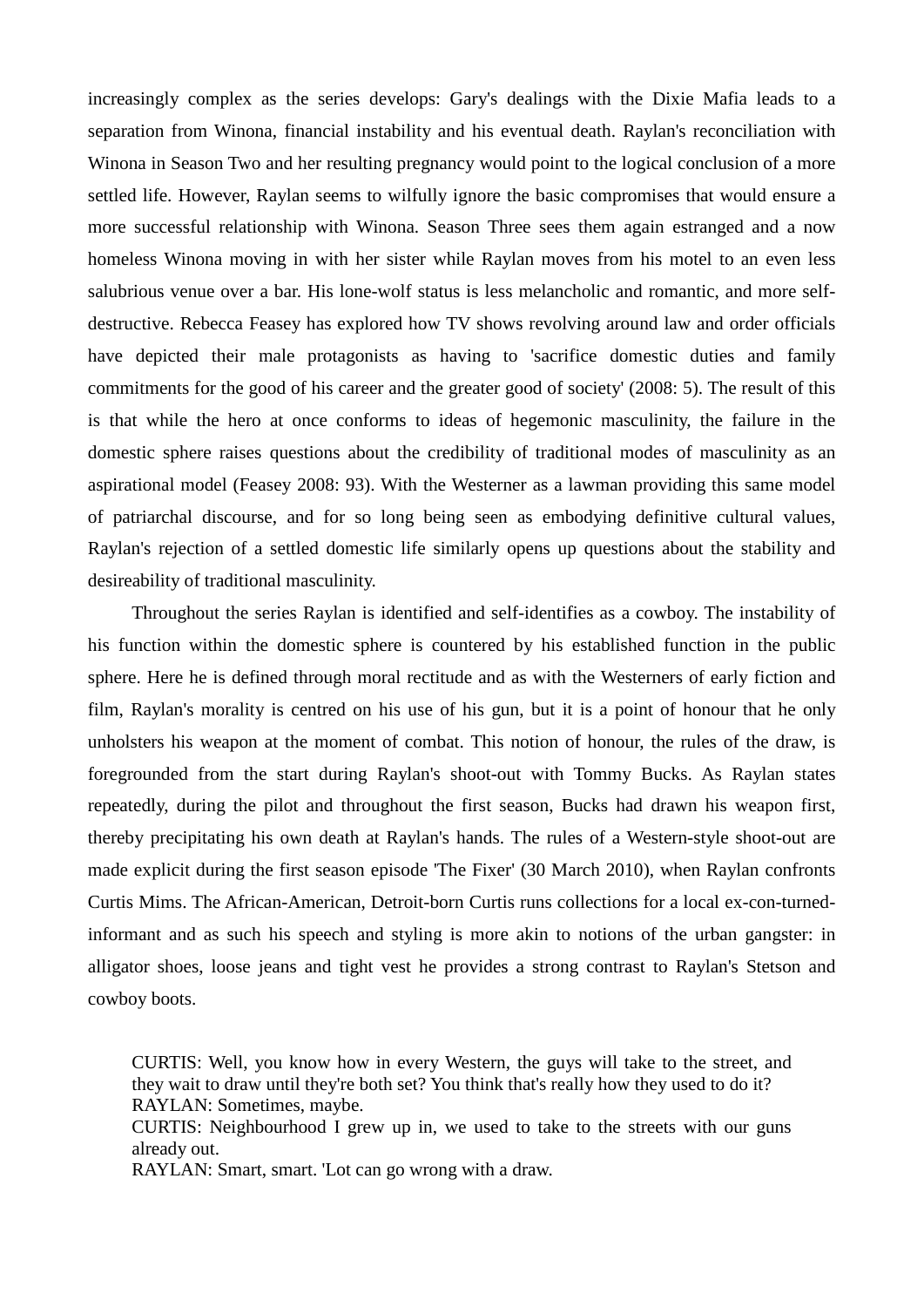increasingly complex as the series develops: Gary's dealings with the Dixie Mafia leads to a separation from Winona, financial instability and his eventual death. Raylan's reconciliation with Winona in Season Two and her resulting pregnancy would point to the logical conclusion of a more settled life. However, Raylan seems to wilfully ignore the basic compromises that would ensure a more successful relationship with Winona. Season Three sees them again estranged and a now homeless Winona moving in with her sister while Raylan moves from his motel to an even less salubrious venue over a bar. His lone-wolf status is less melancholic and romantic, and more self-destructive. Rebecca Feasey has explored how TV shows revolving around law and order officials have depicted their male protagonists as having to 'sacrifice domestic duties and family commitments for the good of his career and the greater good of society' (2008: 5). The result of this is that while the hero at once conforms to ideas of hegemonic masculinity, the failure in the domestic sphere raises questions about the credibility of traditional modes of masculinity as an aspirational model (Feasey 2008: 93). With the Westerner as a lawman providing this same model of patriarchal discourse, and for so long being seen as embodying definitive cultural values, Raylan's rejection of a settled domestic life similarly opens up questions about the stability and desireability of traditional masculinity.

Throughout the series Raylan is identified and self-identifies as a cowboy. The instability of his function within the domestic sphere is countered by his established function in the public sphere. Here he is defined through moral rectitude and as with the Westerners of early fiction and film, Raylan's morality is centred on his use of his gun, but it is a point of honour that he only unholsters his weapon at the moment of combat. This notion of honour, the rules of the draw, is foregrounded from the start during Raylan's shoot-out with Tommy Bucks. As Raylan states repeatedly, during the pilot and throughout the first season, Bucks had drawn his weapon first, thereby precipitating his own death at Raylan's hands. The rules of a Western-style shoot-out are made explicit during the first season episode 'The Fixer' (30 March 2010), when Raylan confronts Curtis Mims. The African-American, Detroit-born Curtis runs collections for a local ex-con-turned-informant and as such his speech and styling is more akin to notions of the urban gangster: in alligator shoes, loose jeans and tight vest he provides a strong contrast to Raylan's Stetson and cowboy boots.

> CURTIS: Well, you know how in every Western, the guys will take to the street, and they wait to draw until they're both set? You think that's really how they used to do it?
> RAYLAN: Sometimes, maybe.
> CURTIS: Neighbourhood I grew up in, we used to take to the streets with our guns already out.
> RAYLAN: Smart, smart. 'Lot can go wrong with a draw.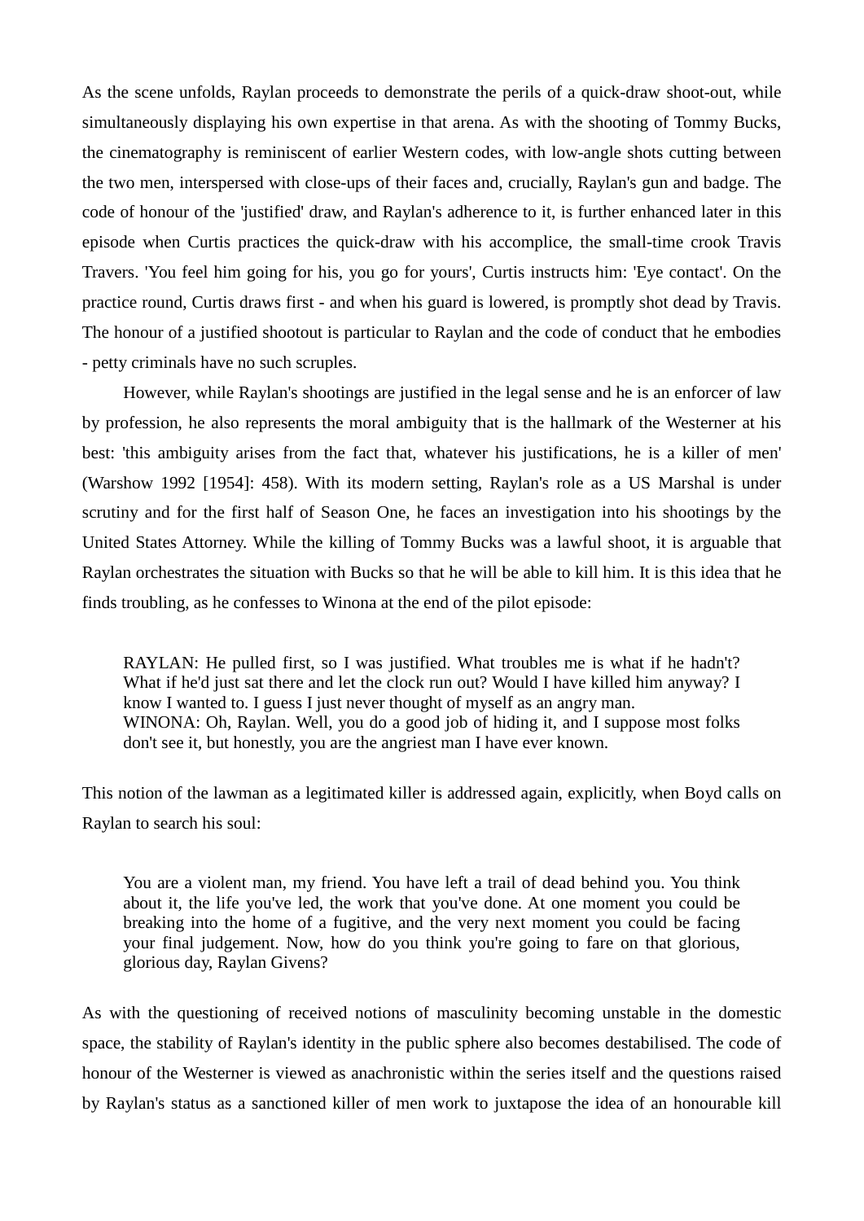As the scene unfolds, Raylan proceeds to demonstrate the perils of a quick-draw shoot-out, while simultaneously displaying his own expertise in that arena. As with the shooting of Tommy Bucks, the cinematography is reminiscent of earlier Western codes, with low-angle shots cutting between the two men, interspersed with close-ups of their faces and, crucially, Raylan's gun and badge. The code of honour of the 'justified' draw, and Raylan's adherence to it, is further enhanced later in this episode when Curtis practices the quick-draw with his accomplice, the small-time crook Travis Travers. 'You feel him going for his, you go for yours', Curtis instructs him: 'Eye contact'. On the practice round, Curtis draws first - and when his guard is lowered, is promptly shot dead by Travis. The honour of a justified shootout is particular to Raylan and the code of conduct that he embodies - petty criminals have no such scruples.

However, while Raylan's shootings are justified in the legal sense and he is an enforcer of law by profession, he also represents the moral ambiguity that is the hallmark of the Westerner at his best: 'this ambiguity arises from the fact that, whatever his justifications, he is a killer of men' (Warshow 1992 [1954]: 458). With its modern setting, Raylan's role as a US Marshal is under scrutiny and for the first half of Season One, he faces an investigation into his shootings by the United States Attorney. While the killing of Tommy Bucks was a lawful shoot, it is arguable that Raylan orchestrates the situation with Bucks so that he will be able to kill him. It is this idea that he finds troubling, as he confesses to Winona at the end of the pilot episode:

> RAYLAN: He pulled first, so I was justified. What troubles me is what if he hadn't? What if he'd just sat there and let the clock run out? Would I have killed him anyway? I know I wanted to. I guess I just never thought of myself as an angry man.
> WINONA: Oh, Raylan. Well, you do a good job of hiding it, and I suppose most folks don't see it, but honestly, you are the angriest man I have ever known.

This notion of the lawman as a legitimated killer is addressed again, explicitly, when Boyd calls on Raylan to search his soul:

> You are a violent man, my friend. You have left a trail of dead behind you. You think about it, the life you've led, the work that you've done. At one moment you could be breaking into the home of a fugitive, and the very next moment you could be facing your final judgement. Now, how do you think you're going to fare on that glorious, glorious day, Raylan Givens?

As with the questioning of received notions of masculinity becoming unstable in the domestic space, the stability of Raylan's identity in the public sphere also becomes destabilised. The code of honour of the Westerner is viewed as anachronistic within the series itself and the questions raised by Raylan's status as a sanctioned killer of men work to juxtapose the idea of an honourable kill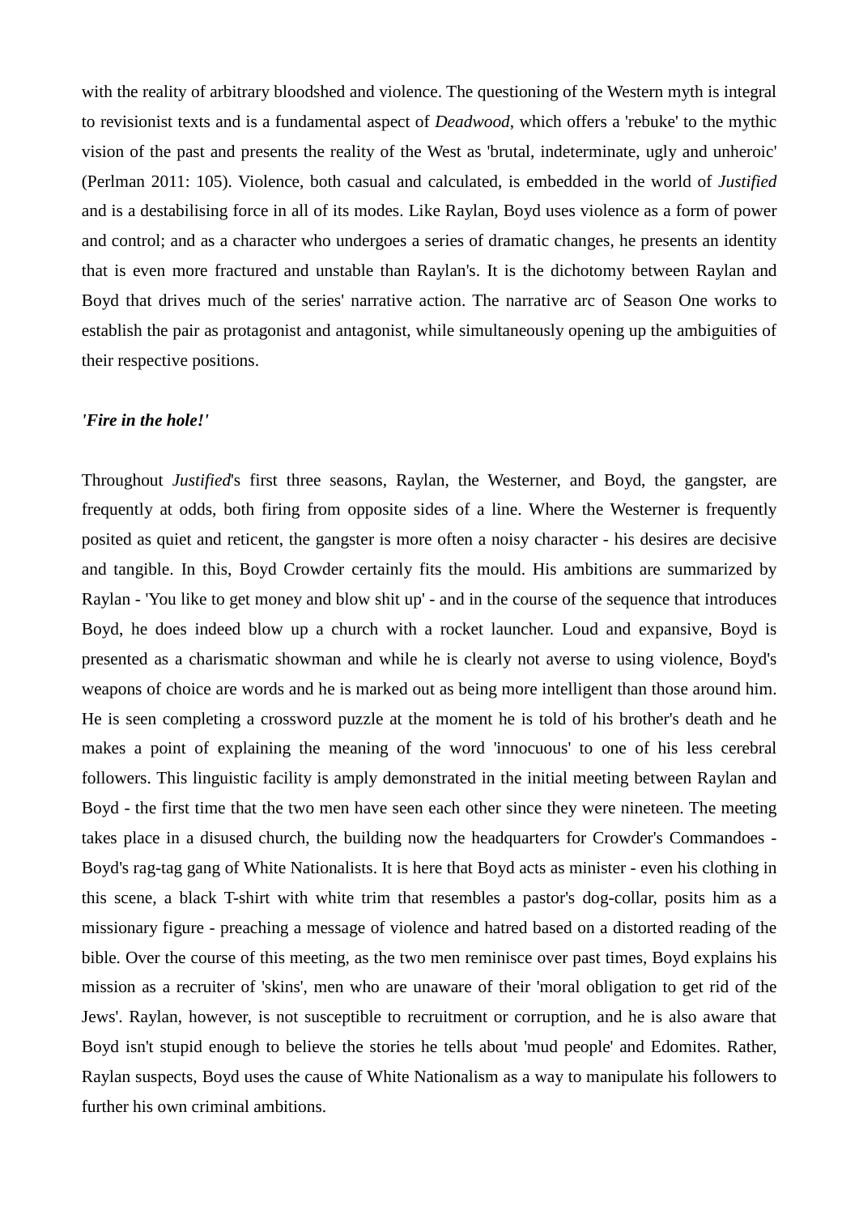with the reality of arbitrary bloodshed and violence. The questioning of the Western myth is integral to revisionist texts and is a fundamental aspect of *Deadwood*, which offers a 'rebuke' to the mythic vision of the past and presents the reality of the West as 'brutal, indeterminate, ugly and unheroic' (Perlman 2011: 105). Violence, both casual and calculated, is embedded in the world of *Justified* and is a destabilising force in all of its modes. Like Raylan, Boyd uses violence as a form of power and control; and as a character who undergoes a series of dramatic changes, he presents an identity that is even more fractured and unstable than Raylan's. It is the dichotomy between Raylan and Boyd that drives much of the series' narrative action. The narrative arc of Season One works to establish the pair as protagonist and antagonist, while simultaneously opening up the ambiguities of their respective positions.

***'Fire in the hole!'***

Throughout *Justified*'s first three seasons, Raylan, the Westerner, and Boyd, the gangster, are frequently at odds, both firing from opposite sides of a line. Where the Westerner is frequently posited as quiet and reticent, the gangster is more often a noisy character - his desires are decisive and tangible. In this, Boyd Crowder certainly fits the mould. His ambitions are summarized by Raylan - 'You like to get money and blow shit up' - and in the course of the sequence that introduces Boyd, he does indeed blow up a church with a rocket launcher. Loud and expansive, Boyd is presented as a charismatic showman and while he is clearly not averse to using violence, Boyd's weapons of choice are words and he is marked out as being more intelligent than those around him. He is seen completing a crossword puzzle at the moment he is told of his brother's death and he makes a point of explaining the meaning of the word 'innocuous' to one of his less cerebral followers. This linguistic facility is amply demonstrated in the initial meeting between Raylan and Boyd - the first time that the two men have seen each other since they were nineteen. The meeting takes place in a disused church, the building now the headquarters for Crowder's Commandoes - Boyd's rag-tag gang of White Nationalists. It is here that Boyd acts as minister - even his clothing in this scene, a black T-shirt with white trim that resembles a pastor's dog-collar, posits him as a missionary figure - preaching a message of violence and hatred based on a distorted reading of the bible. Over the course of this meeting, as the two men reminisce over past times, Boyd explains his mission as a recruiter of 'skins', men who are unaware of their 'moral obligation to get rid of the Jews'. Raylan, however, is not susceptible to recruitment or corruption, and he is also aware that Boyd isn't stupid enough to believe the stories he tells about 'mud people' and Edomites. Rather, Raylan suspects, Boyd uses the cause of White Nationalism as a way to manipulate his followers to further his own criminal ambitions.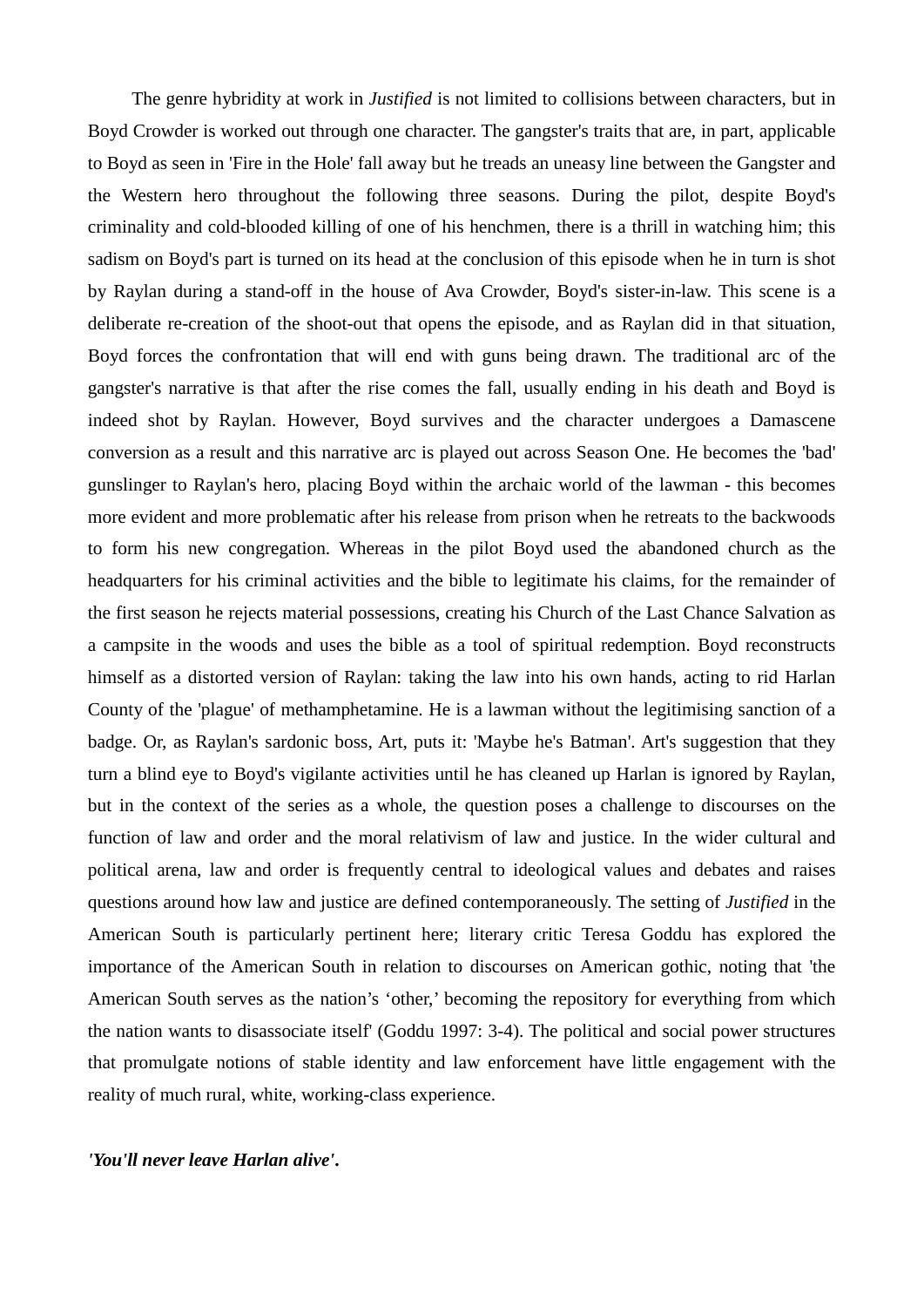The genre hybridity at work in *Justified* is not limited to collisions between characters, but in Boyd Crowder is worked out through one character. The gangster's traits that are, in part, applicable to Boyd as seen in 'Fire in the Hole' fall away but he treads an uneasy line between the Gangster and the Western hero throughout the following three seasons. During the pilot, despite Boyd's criminality and cold-blooded killing of one of his henchmen, there is a thrill in watching him; this sadism on Boyd's part is turned on its head at the conclusion of this episode when he in turn is shot by Raylan during a stand-off in the house of Ava Crowder, Boyd's sister-in-law. This scene is a deliberate re-creation of the shoot-out that opens the episode, and as Raylan did in that situation, Boyd forces the confrontation that will end with guns being drawn. The traditional arc of the gangster's narrative is that after the rise comes the fall, usually ending in his death and Boyd is indeed shot by Raylan. However, Boyd survives and the character undergoes a Damascene conversion as a result and this narrative arc is played out across Season One. He becomes the 'bad' gunslinger to Raylan's hero, placing Boyd within the archaic world of the lawman - this becomes more evident and more problematic after his release from prison when he retreats to the backwoods to form his new congregation. Whereas in the pilot Boyd used the abandoned church as the headquarters for his criminal activities and the bible to legitimate his claims, for the remainder of the first season he rejects material possessions, creating his Church of the Last Chance Salvation as a campsite in the woods and uses the bible as a tool of spiritual redemption. Boyd reconstructs himself as a distorted version of Raylan: taking the law into his own hands, acting to rid Harlan County of the 'plague' of methamphetamine. He is a lawman without the legitimising sanction of a badge. Or, as Raylan's sardonic boss, Art, puts it: 'Maybe he's Batman'. Art's suggestion that they turn a blind eye to Boyd's vigilante activities until he has cleaned up Harlan is ignored by Raylan, but in the context of the series as a whole, the question poses a challenge to discourses on the function of law and order and the moral relativism of law and justice. In the wider cultural and political arena, law and order is frequently central to ideological values and debates and raises questions around how law and justice are defined contemporaneously. The setting of *Justified* in the American South is particularly pertinent here; literary critic Teresa Goddu has explored the importance of the American South in relation to discourses on American gothic, noting that 'the American South serves as the nation's 'other,' becoming the repository for everything from which the nation wants to disassociate itself' (Goddu 1997: 3-4). The political and social power structures that promulgate notions of stable identity and law enforcement have little engagement with the reality of much rural, white, working-class experience.

***'You'll never leave Harlan alive'.***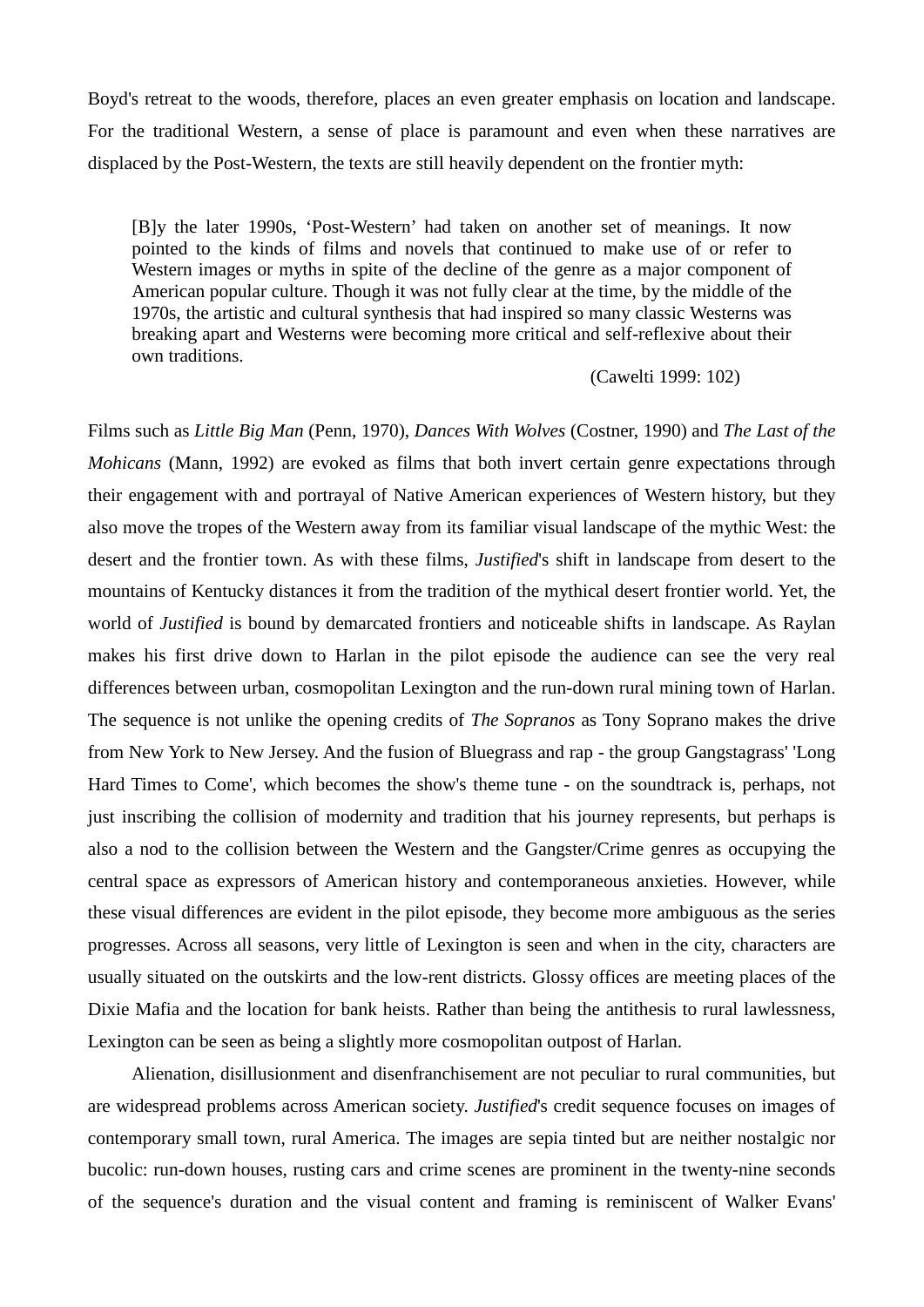Boyd's retreat to the woods, therefore, places an even greater emphasis on location and landscape. For the traditional Western, a sense of place is paramount and even when these narratives are displaced by the Post-Western, the texts are still heavily dependent on the frontier myth:

> [B]y the later 1990s, 'Post-Western' had taken on another set of meanings. It now pointed to the kinds of films and novels that continued to make use of or refer to Western images or myths in spite of the decline of the genre as a major component of American popular culture. Though it was not fully clear at the time, by the middle of the 1970s, the artistic and cultural synthesis that had inspired so many classic Westerns was breaking apart and Westerns were becoming more critical and self-reflexive about their own traditions.
>
> (Cawelti 1999: 102)

Films such as *Little Big Man* (Penn, 1970), *Dances With Wolves* (Costner, 1990) and *The Last of the Mohicans* (Mann, 1992) are evoked as films that both invert certain genre expectations through their engagement with and portrayal of Native American experiences of Western history, but they also move the tropes of the Western away from its familiar visual landscape of the mythic West: the desert and the frontier town. As with these films, *Justified*'s shift in landscape from desert to the mountains of Kentucky distances it from the tradition of the mythical desert frontier world. Yet, the world of *Justified* is bound by demarcated frontiers and noticeable shifts in landscape. As Raylan makes his first drive down to Harlan in the pilot episode the audience can see the very real differences between urban, cosmopolitan Lexington and the run-down rural mining town of Harlan. The sequence is not unlike the opening credits of *The Sopranos* as Tony Soprano makes the drive from New York to New Jersey. And the fusion of Bluegrass and rap - the group Gangstagrass' 'Long Hard Times to Come', which becomes the show's theme tune - on the soundtrack is, perhaps, not just inscribing the collision of modernity and tradition that his journey represents, but perhaps is also a nod to the collision between the Western and the Gangster/Crime genres as occupying the central space as expressors of American history and contemporaneous anxieties. However, while these visual differences are evident in the pilot episode, they become more ambiguous as the series progresses. Across all seasons, very little of Lexington is seen and when in the city, characters are usually situated on the outskirts and the low-rent districts. Glossy offices are meeting places of the Dixie Mafia and the location for bank heists. Rather than being the antithesis to rural lawlessness, Lexington can be seen as being a slightly more cosmopolitan outpost of Harlan.

Alienation, disillusionment and disenfranchisement are not peculiar to rural communities, but are widespread problems across American society. *Justified*'s credit sequence focuses on images of contemporary small town, rural America. The images are sepia tinted but are neither nostalgic nor bucolic: run-down houses, rusting cars and crime scenes are prominent in the twenty-nine seconds of the sequence's duration and the visual content and framing is reminiscent of Walker Evans'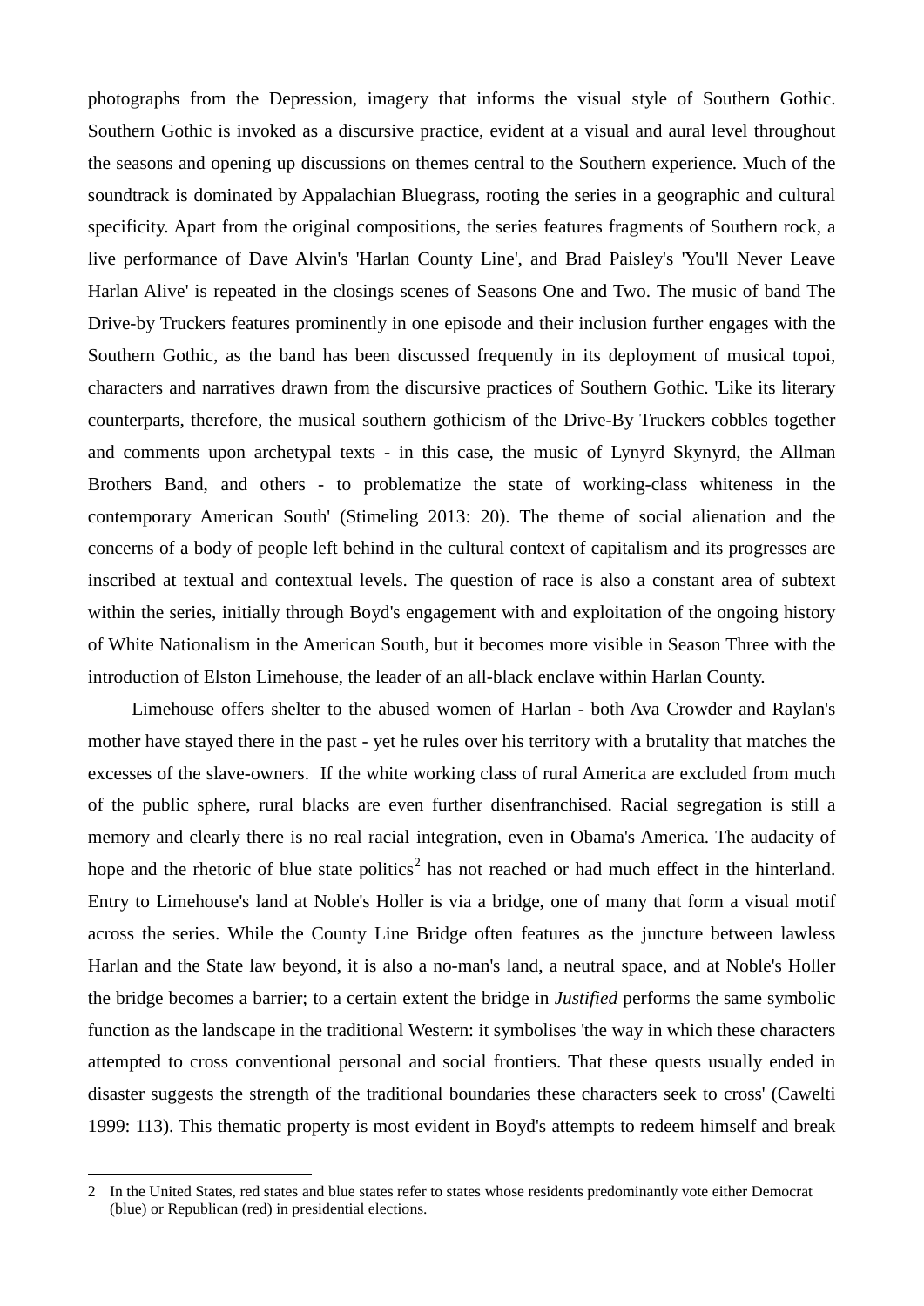photographs from the Depression, imagery that informs the visual style of Southern Gothic. Southern Gothic is invoked as a discursive practice, evident at a visual and aural level throughout the seasons and opening up discussions on themes central to the Southern experience. Much of the soundtrack is dominated by Appalachian Bluegrass, rooting the series in a geographic and cultural specificity. Apart from the original compositions, the series features fragments of Southern rock, a live performance of Dave Alvin's 'Harlan County Line', and Brad Paisley's 'You'll Never Leave Harlan Alive' is repeated in the closings scenes of Seasons One and Two. The music of band The Drive-by Truckers features prominently in one episode and their inclusion further engages with the Southern Gothic, as the band has been discussed frequently in its deployment of musical topoi, characters and narratives drawn from the discursive practices of Southern Gothic. 'Like its literary counterparts, therefore, the musical southern gothicism of the Drive-By Truckers cobbles together and comments upon archetypal texts - in this case, the music of Lynyrd Skynyrd, the Allman Brothers Band, and others - to problematize the state of working-class whiteness in the contemporary American South' (Stimeling 2013: 20). The theme of social alienation and the concerns of a body of people left behind in the cultural context of capitalism and its progresses are inscribed at textual and contextual levels. The question of race is also a constant area of subtext within the series, initially through Boyd's engagement with and exploitation of the ongoing history of White Nationalism in the American South, but it becomes more visible in Season Three with the introduction of Elston Limehouse, the leader of an all-black enclave within Harlan County.

Limehouse offers shelter to the abused women of Harlan - both Ava Crowder and Raylan's mother have stayed there in the past - yet he rules over his territory with a brutality that matches the excesses of the slave-owners. If the white working class of rural America are excluded from much of the public sphere, rural blacks are even further disenfranchised. Racial segregation is still a memory and clearly there is no real racial integration, even in Obama's America. The audacity of hope and the rhetoric of blue state politics[2] has not reached or had much effect in the hinterland. Entry to Limehouse's land at Noble's Holler is via a bridge, one of many that form a visual motif across the series. While the County Line Bridge often features as the juncture between lawless Harlan and the State law beyond, it is also a no-man's land, a neutral space, and at Noble's Holler the bridge becomes a barrier; to a certain extent the bridge in *Justified* performs the same symbolic function as the landscape in the traditional Western: it symbolises 'the way in which these characters attempted to cross conventional personal and social frontiers. That these quests usually ended in disaster suggests the strength of the traditional boundaries these characters seek to cross' (Cawelti 1999: 113). This thematic property is most evident in Boyd's attempts to redeem himself and break

2 In the United States, red states and blue states refer to states whose residents predominantly vote either Democrat (blue) or Republican (red) in presidential elections.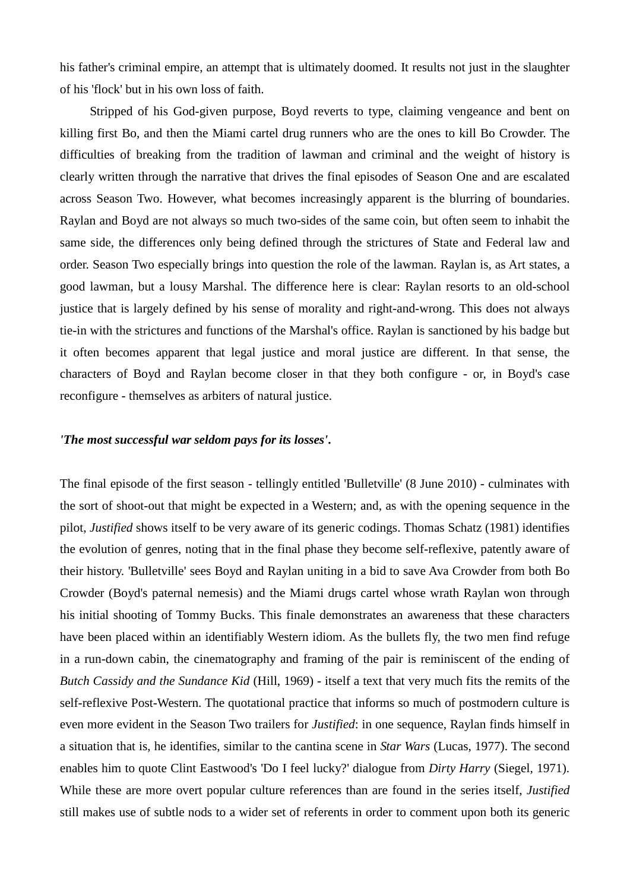his father's criminal empire, an attempt that is ultimately doomed. It results not just in the slaughter of his 'flock' but in his own loss of faith.

Stripped of his God-given purpose, Boyd reverts to type, claiming vengeance and bent on killing first Bo, and then the Miami cartel drug runners who are the ones to kill Bo Crowder. The difficulties of breaking from the tradition of lawman and criminal and the weight of history is clearly written through the narrative that drives the final episodes of Season One and are escalated across Season Two. However, what becomes increasingly apparent is the blurring of boundaries. Raylan and Boyd are not always so much two-sides of the same coin, but often seem to inhabit the same side, the differences only being defined through the strictures of State and Federal law and order. Season Two especially brings into question the role of the lawman. Raylan is, as Art states, a good lawman, but a lousy Marshal. The difference here is clear: Raylan resorts to an old-school justice that is largely defined by his sense of morality and right-and-wrong. This does not always tie-in with the strictures and functions of the Marshal's office. Raylan is sanctioned by his badge but it often becomes apparent that legal justice and moral justice are different. In that sense, the characters of Boyd and Raylan become closer in that they both configure - or, in Boyd's case reconfigure - themselves as arbiters of natural justice.

***'The most successful war seldom pays for its losses'.***

The final episode of the first season - tellingly entitled 'Bulletville' (8 June 2010) - culminates with the sort of shoot-out that might be expected in a Western; and, as with the opening sequence in the pilot, *Justified* shows itself to be very aware of its generic codings. Thomas Schatz (1981) identifies the evolution of genres, noting that in the final phase they become self-reflexive, patently aware of their history. 'Bulletville' sees Boyd and Raylan uniting in a bid to save Ava Crowder from both Bo Crowder (Boyd's paternal nemesis) and the Miami drugs cartel whose wrath Raylan won through his initial shooting of Tommy Bucks. This finale demonstrates an awareness that these characters have been placed within an identifiably Western idiom. As the bullets fly, the two men find refuge in a run-down cabin, the cinematography and framing of the pair is reminiscent of the ending of *Butch Cassidy and the Sundance Kid* (Hill, 1969) - itself a text that very much fits the remits of the self-reflexive Post-Western. The quotational practice that informs so much of postmodern culture is even more evident in the Season Two trailers for *Justified*: in one sequence, Raylan finds himself in a situation that is, he identifies, similar to the cantina scene in *Star Wars* (Lucas, 1977). The second enables him to quote Clint Eastwood's 'Do I feel lucky?' dialogue from *Dirty Harry* (Siegel, 1971). While these are more overt popular culture references than are found in the series itself, *Justified* still makes use of subtle nods to a wider set of referents in order to comment upon both its generic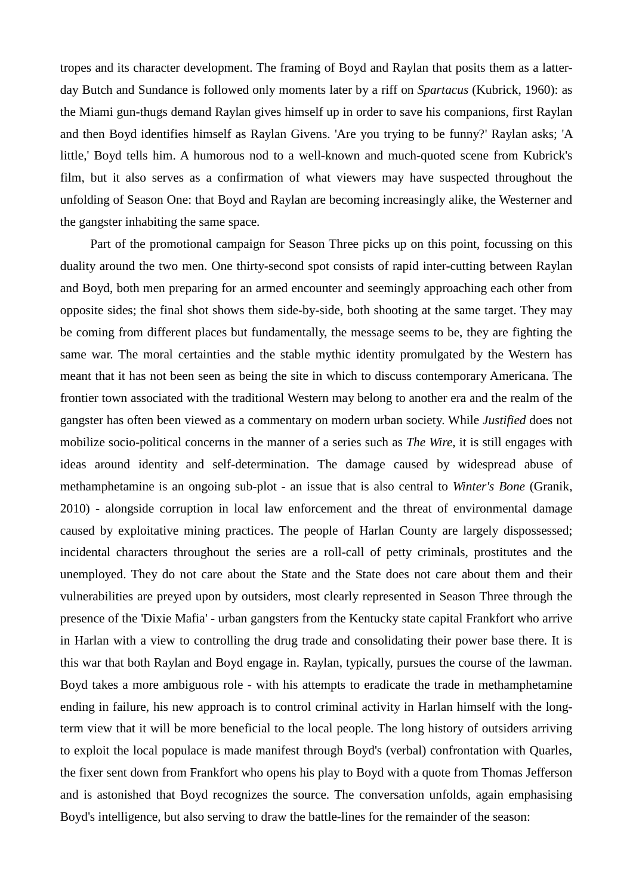tropes and its character development. The framing of Boyd and Raylan that posits them as a latter-day Butch and Sundance is followed only moments later by a riff on *Spartacus* (Kubrick, 1960): as the Miami gun-thugs demand Raylan gives himself up in order to save his companions, first Raylan and then Boyd identifies himself as Raylan Givens. 'Are you trying to be funny?' Raylan asks; 'A little,' Boyd tells him. A humorous nod to a well-known and much-quoted scene from Kubrick's film, but it also serves as a confirmation of what viewers may have suspected throughout the unfolding of Season One: that Boyd and Raylan are becoming increasingly alike, the Westerner and the gangster inhabiting the same space.

Part of the promotional campaign for Season Three picks up on this point, focussing on this duality around the two men. One thirty-second spot consists of rapid inter-cutting between Raylan and Boyd, both men preparing for an armed encounter and seemingly approaching each other from opposite sides; the final shot shows them side-by-side, both shooting at the same target. They may be coming from different places but fundamentally, the message seems to be, they are fighting the same war. The moral certainties and the stable mythic identity promulgated by the Western has meant that it has not been seen as being the site in which to discuss contemporary Americana. The frontier town associated with the traditional Western may belong to another era and the realm of the gangster has often been viewed as a commentary on modern urban society. While *Justified* does not mobilize socio-political concerns in the manner of a series such as *The Wire*, it is still engages with ideas around identity and self-determination. The damage caused by widespread abuse of methamphetamine is an ongoing sub-plot - an issue that is also central to *Winter's Bone* (Granik, 2010) - alongside corruption in local law enforcement and the threat of environmental damage caused by exploitative mining practices. The people of Harlan County are largely dispossessed; incidental characters throughout the series are a roll-call of petty criminals, prostitutes and the unemployed. They do not care about the State and the State does not care about them and their vulnerabilities are preyed upon by outsiders, most clearly represented in Season Three through the presence of the 'Dixie Mafia' - urban gangsters from the Kentucky state capital Frankfort who arrive in Harlan with a view to controlling the drug trade and consolidating their power base there. It is this war that both Raylan and Boyd engage in. Raylan, typically, pursues the course of the lawman. Boyd takes a more ambiguous role - with his attempts to eradicate the trade in methamphetamine ending in failure, his new approach is to control criminal activity in Harlan himself with the long-term view that it will be more beneficial to the local people. The long history of outsiders arriving to exploit the local populace is made manifest through Boyd's (verbal) confrontation with Quarles, the fixer sent down from Frankfort who opens his play to Boyd with a quote from Thomas Jefferson and is astonished that Boyd recognizes the source. The conversation unfolds, again emphasising Boyd's intelligence, but also serving to draw the battle-lines for the remainder of the season: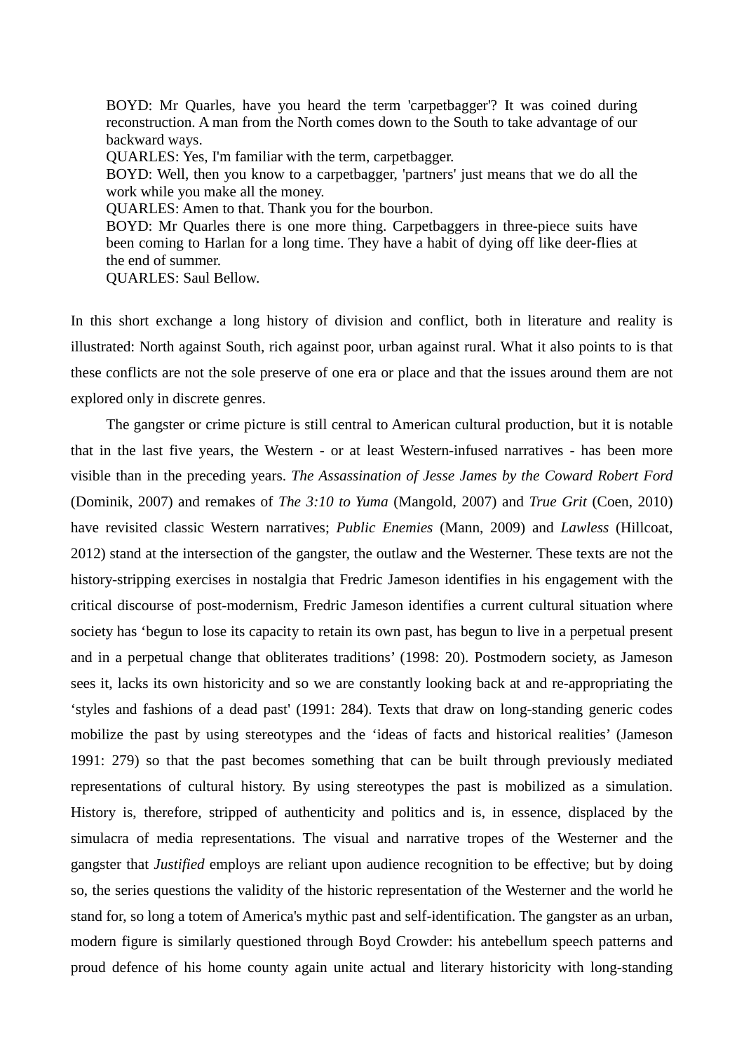> BOYD: Mr Quarles, have you heard the term 'carpetbagger'? It was coined during reconstruction. A man from the North comes down to the South to take advantage of our backward ways.
> QUARLES: Yes, I'm familiar with the term, carpetbagger.
> BOYD: Well, then you know to a carpetbagger, 'partners' just means that we do all the work while you make all the money.
> QUARLES: Amen to that. Thank you for the bourbon.
> BOYD: Mr Quarles there is one more thing. Carpetbaggers in three-piece suits have been coming to Harlan for a long time. They have a habit of dying off like deer-flies at the end of summer.
> QUARLES: Saul Bellow.

In this short exchange a long history of division and conflict, both in literature and reality is illustrated: North against South, rich against poor, urban against rural. What it also points to is that these conflicts are not the sole preserve of one era or place and that the issues around them are not explored only in discrete genres.

The gangster or crime picture is still central to American cultural production, but it is notable that in the last five years, the Western - or at least Western-infused narratives - has been more visible than in the preceding years. *The Assassination of Jesse James by the Coward Robert Ford* (Dominik, 2007) and remakes of *The 3:10 to Yuma* (Mangold, 2007) and *True Grit* (Coen, 2010) have revisited classic Western narratives; *Public Enemies* (Mann, 2009) and *Lawless* (Hillcoat, 2012) stand at the intersection of the gangster, the outlaw and the Westerner. These texts are not the history-stripping exercises in nostalgia that Fredric Jameson identifies in his engagement with the critical discourse of post-modernism, Fredric Jameson identifies a current cultural situation where society has 'begun to lose its capacity to retain its own past, has begun to live in a perpetual present and in a perpetual change that obliterates traditions' (1998: 20). Postmodern society, as Jameson sees it, lacks its own historicity and so we are constantly looking back at and re-appropriating the 'styles and fashions of a dead past' (1991: 284). Texts that draw on long-standing generic codes mobilize the past by using stereotypes and the 'ideas of facts and historical realities' (Jameson 1991: 279) so that the past becomes something that can be built through previously mediated representations of cultural history. By using stereotypes the past is mobilized as a simulation. History is, therefore, stripped of authenticity and politics and is, in essence, displaced by the simulacra of media representations. The visual and narrative tropes of the Westerner and the gangster that *Justified* employs are reliant upon audience recognition to be effective; but by doing so, the series questions the validity of the historic representation of the Westerner and the world he stand for, so long a totem of America's mythic past and self-identification. The gangster as an urban, modern figure is similarly questioned through Boyd Crowder: his antebellum speech patterns and proud defence of his home county again unite actual and literary historicity with long-standing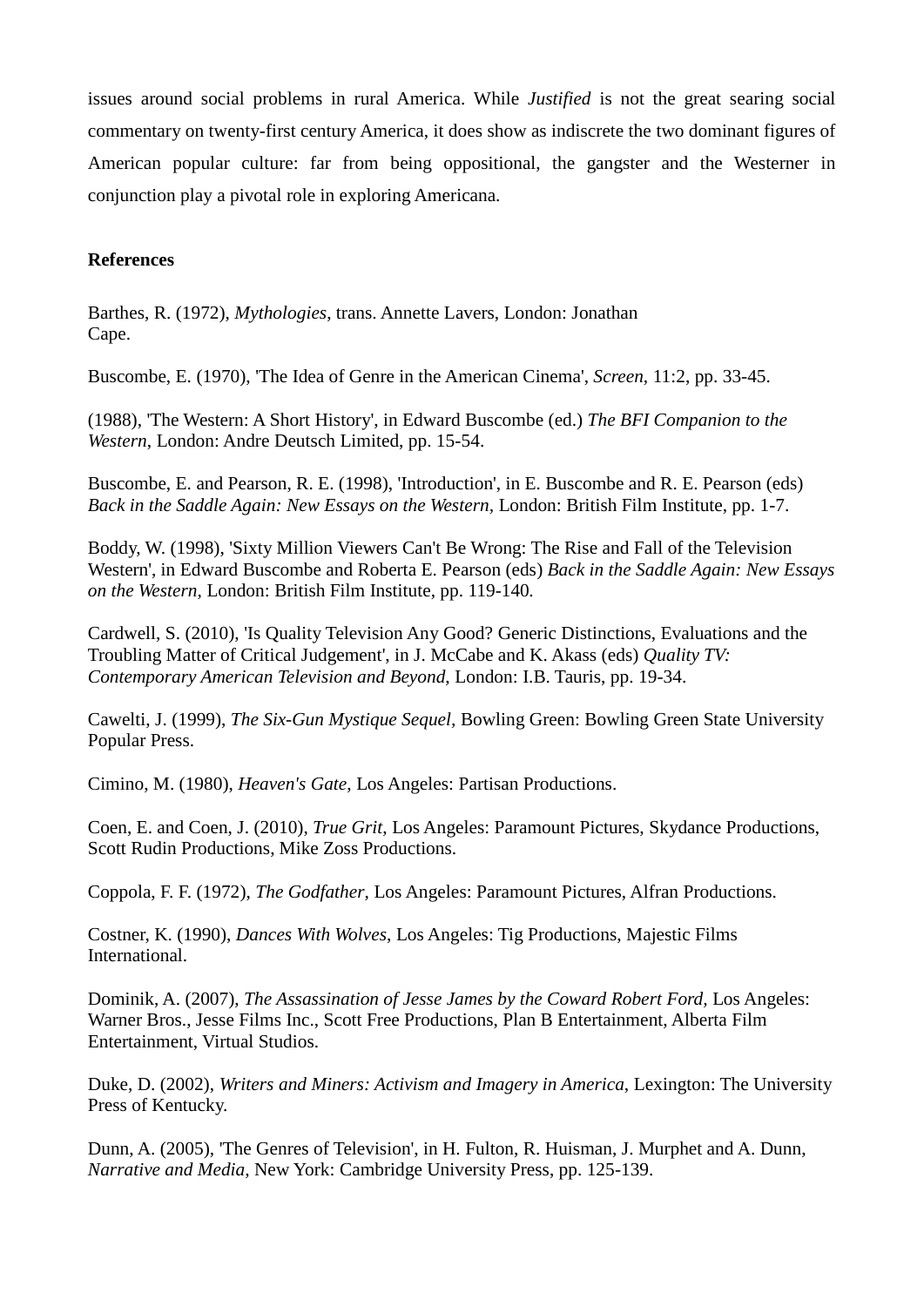issues around social problems in rural America. While *Justified* is not the great searing social commentary on twenty-first century America, it does show as indiscrete the two dominant figures of American popular culture: far from being oppositional, the gangster and the Westerner in conjunction play a pivotal role in exploring Americana.

**References**

Barthes, R. (1972), *Mythologies*, trans. Annette Lavers, London: Jonathan Cape.

Buscombe, E. (1970), 'The Idea of Genre in the American Cinema', *Screen*, 11:2, pp. 33-45.

(1988), 'The Western: A Short History', in Edward Buscombe (ed.) *The BFI Companion to the Western*, London: Andre Deutsch Limited, pp. 15-54.

Buscombe, E. and Pearson, R. E. (1998), 'Introduction', in E. Buscombe and R. E. Pearson (eds) *Back in the Saddle Again: New Essays on the Western*, London: British Film Institute, pp. 1-7.

Boddy, W. (1998), 'Sixty Million Viewers Can't Be Wrong: The Rise and Fall of the Television Western', in Edward Buscombe and Roberta E. Pearson (eds) *Back in the Saddle Again: New Essays on the Western*, London: British Film Institute, pp. 119-140.

Cardwell, S. (2010), 'Is Quality Television Any Good? Generic Distinctions, Evaluations and the Troubling Matter of Critical Judgement', in J. McCabe and K. Akass (eds) *Quality TV: Contemporary American Television and Beyond*, London: I.B. Tauris, pp. 19-34.

Cawelti, J. (1999), *The Six-Gun Mystique Sequel*, Bowling Green: Bowling Green State University Popular Press.

Cimino, M. (1980), *Heaven's Gate*, Los Angeles: Partisan Productions.

Coen, E. and Coen, J. (2010), *True Grit*, Los Angeles: Paramount Pictures, Skydance Productions, Scott Rudin Productions, Mike Zoss Productions.

Coppola, F. F. (1972), *The Godfather*, Los Angeles: Paramount Pictures, Alfran Productions.

Costner, K. (1990), *Dances With Wolves*, Los Angeles: Tig Productions, Majestic Films International.

Dominik, A. (2007), *The Assassination of Jesse James by the Coward Robert Ford*, Los Angeles: Warner Bros., Jesse Films Inc., Scott Free Productions, Plan B Entertainment, Alberta Film Entertainment, Virtual Studios.

Duke, D. (2002), *Writers and Miners: Activism and Imagery in America*, Lexington: The University Press of Kentucky.

Dunn, A. (2005), 'The Genres of Television', in H. Fulton, R. Huisman, J. Murphet and A. Dunn, *Narrative and Media*, New York: Cambridge University Press, pp. 125-139.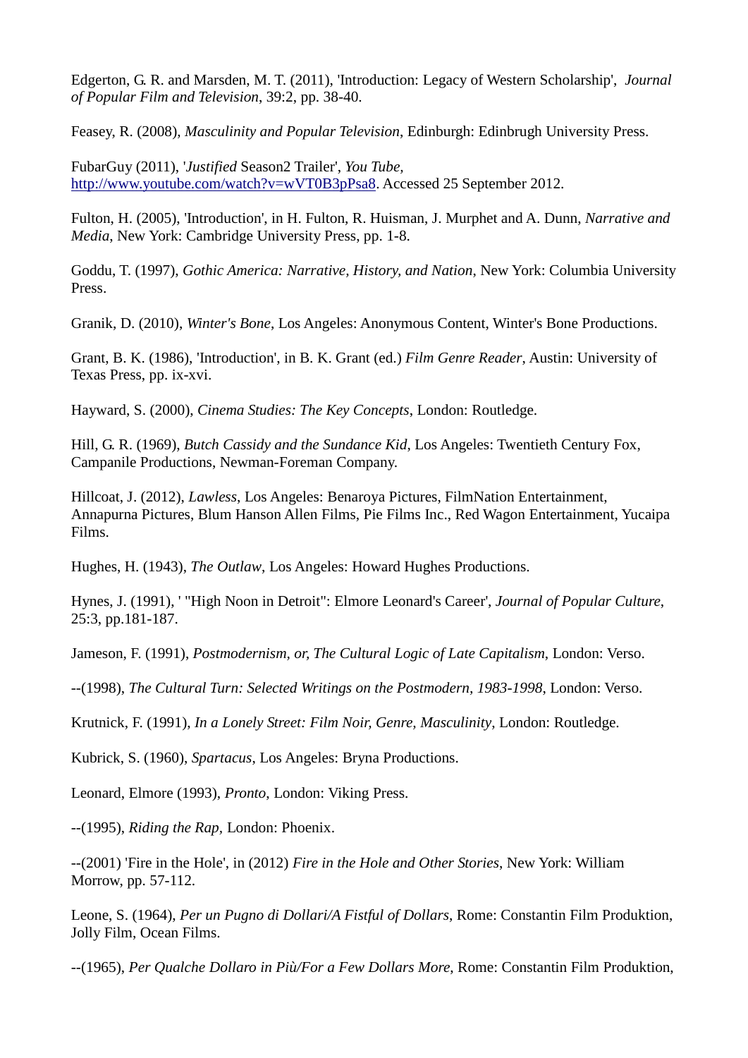Edgerton, G. R. and Marsden, M. T. (2011), 'Introduction: Legacy of Western Scholarship', *Journal of Popular Film and Television*, 39:2, pp. 38-40.

Feasey, R. (2008), *Masculinity and Popular Television*, Edinburgh: Edinbrugh University Press.

FubarGuy (2011), '*Justified* Season2 Trailer', *You Tube*, http://www.youtube.com/watch?v=wVT0B3pPsa8. Accessed 25 September 2012.

Fulton, H. (2005), 'Introduction', in H. Fulton, R. Huisman, J. Murphet and A. Dunn, *Narrative and Media*, New York: Cambridge University Press, pp. 1-8.

Goddu, T. (1997), *Gothic America: Narrative, History, and Nation*, New York: Columbia University Press.

Granik, D. (2010), *Winter's Bone*, Los Angeles: Anonymous Content, Winter's Bone Productions.

Grant, B. K. (1986), 'Introduction', in B. K. Grant (ed.) *Film Genre Reader*, Austin: University of Texas Press, pp. ix-xvi.

Hayward, S. (2000), *Cinema Studies: The Key Concepts*, London: Routledge.

Hill, G. R. (1969), *Butch Cassidy and the Sundance Kid*, Los Angeles: Twentieth Century Fox, Campanile Productions, Newman-Foreman Company.

Hillcoat, J. (2012), *Lawless*, Los Angeles: Benaroya Pictures, FilmNation Entertainment, Annapurna Pictures, Blum Hanson Allen Films, Pie Films Inc., Red Wagon Entertainment, Yucaipa Films.

Hughes, H. (1943), *The Outlaw*, Los Angeles: Howard Hughes Productions.

Hynes, J. (1991), ' "High Noon in Detroit": Elmore Leonard's Career', *Journal of Popular Culture*, 25:3, pp.181-187.

Jameson, F. (1991), *Postmodernism, or, The Cultural Logic of Late Capitalism*, London: Verso.

--(1998), *The Cultural Turn: Selected Writings on the Postmodern, 1983-1998*, London: Verso.

Krutnick, F. (1991), *In a Lonely Street: Film Noir, Genre, Masculinity*, London: Routledge.

Kubrick, S. (1960), *Spartacus*, Los Angeles: Bryna Productions.

Leonard, Elmore (1993), *Pronto*, London: Viking Press.

--(1995), *Riding the Rap*, London: Phoenix.

--(2001) 'Fire in the Hole', in (2012) *Fire in the Hole and Other Stories*, New York: William Morrow, pp. 57-112.

Leone, S. (1964), *Per un Pugno di Dollari/A Fistful of Dollars*, Rome: Constantin Film Produktion, Jolly Film, Ocean Films.

--(1965), *Per Qualche Dollaro in Più/For a Few Dollars More*, Rome: Constantin Film Produktion,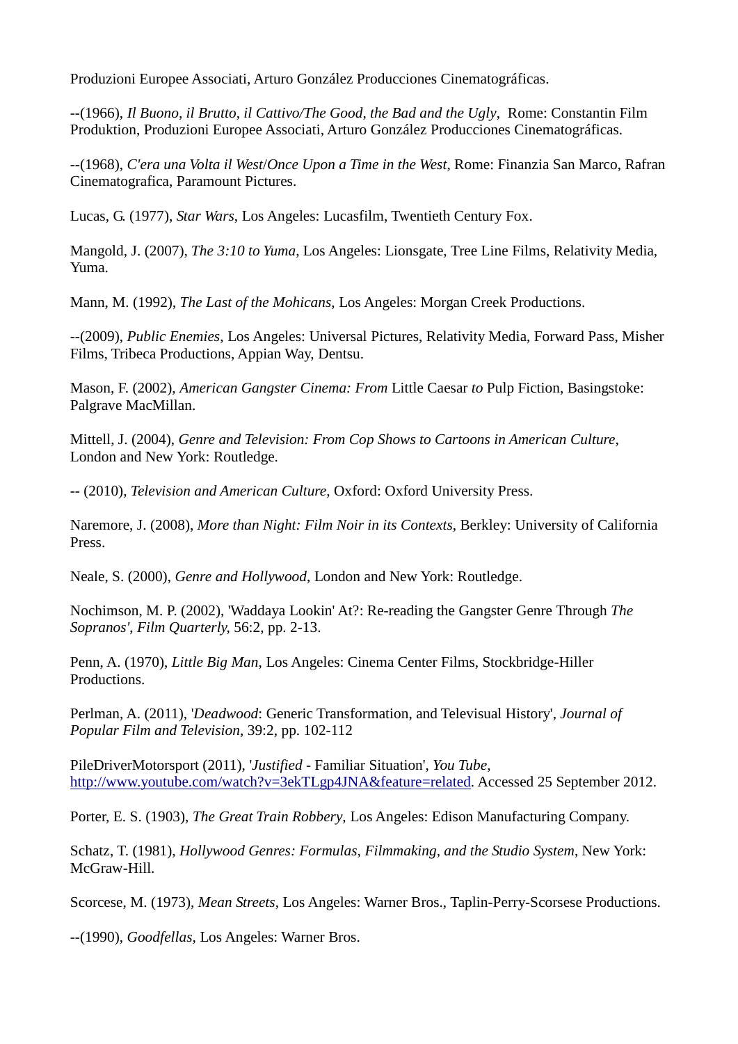Produzioni Europee Associati, Arturo González Producciones Cinematográficas.

--(1966), *Il Buono, il Brutto, il Cattivo/The Good, the Bad and the Ugly*, Rome: Constantin Film Produktion, Produzioni Europee Associati, Arturo González Producciones Cinematográficas.

--(1968), *C'era una Volta il West*/*Once Upon a Time in the West*, Rome: Finanzia San Marco, Rafran Cinematografica, Paramount Pictures.

Lucas, G. (1977), *Star Wars*, Los Angeles: Lucasfilm, Twentieth Century Fox.

Mangold, J. (2007), *The 3:10 to Yuma*, Los Angeles: Lionsgate, Tree Line Films, Relativity Media, Yuma.

Mann, M. (1992), *The Last of the Mohicans*, Los Angeles: Morgan Creek Productions.

--(2009), *Public Enemies*, Los Angeles: Universal Pictures, Relativity Media, Forward Pass, Misher Films, Tribeca Productions, Appian Way, Dentsu.

Mason, F. (2002), *American Gangster Cinema: From* Little Caesar *to* Pulp Fiction, Basingstoke: Palgrave MacMillan.

Mittell, J. (2004), *Genre and Television: From Cop Shows to Cartoons in American Culture*, London and New York: Routledge.

-- (2010), *Television and American Culture*, Oxford: Oxford University Press.

Naremore, J. (2008), *More than Night: Film Noir in its Contexts*, Berkley: University of California Press.

Neale, S. (2000), *Genre and Hollywood*, London and New York: Routledge.

Nochimson, M. P. (2002), 'Waddaya Lookin' At?: Re-reading the Gangster Genre Through *The Sopranos*', *Film Quarterly*, 56:2, pp. 2-13.

Penn, A. (1970), *Little Big Man*, Los Angeles: Cinema Center Films, Stockbridge-Hiller Productions.

Perlman, A. (2011), '*Deadwood*: Generic Transformation, and Televisual History', *Journal of Popular Film and Television*, 39:2, pp. 102-112

PileDriverMotorsport (2011), '*Justified* - Familiar Situation', *You Tube*, http://www.youtube.com/watch?v=3ekTLgp4JNA&feature=related. Accessed 25 September 2012.

Porter, E. S. (1903), *The Great Train Robbery*, Los Angeles: Edison Manufacturing Company.

Schatz, T. (1981), *Hollywood Genres: Formulas, Filmmaking, and the Studio System*, New York: McGraw-Hill.

Scorcese, M. (1973), *Mean Streets*, Los Angeles: Warner Bros., Taplin-Perry-Scorsese Productions.

--(1990), *Goodfellas*, Los Angeles: Warner Bros.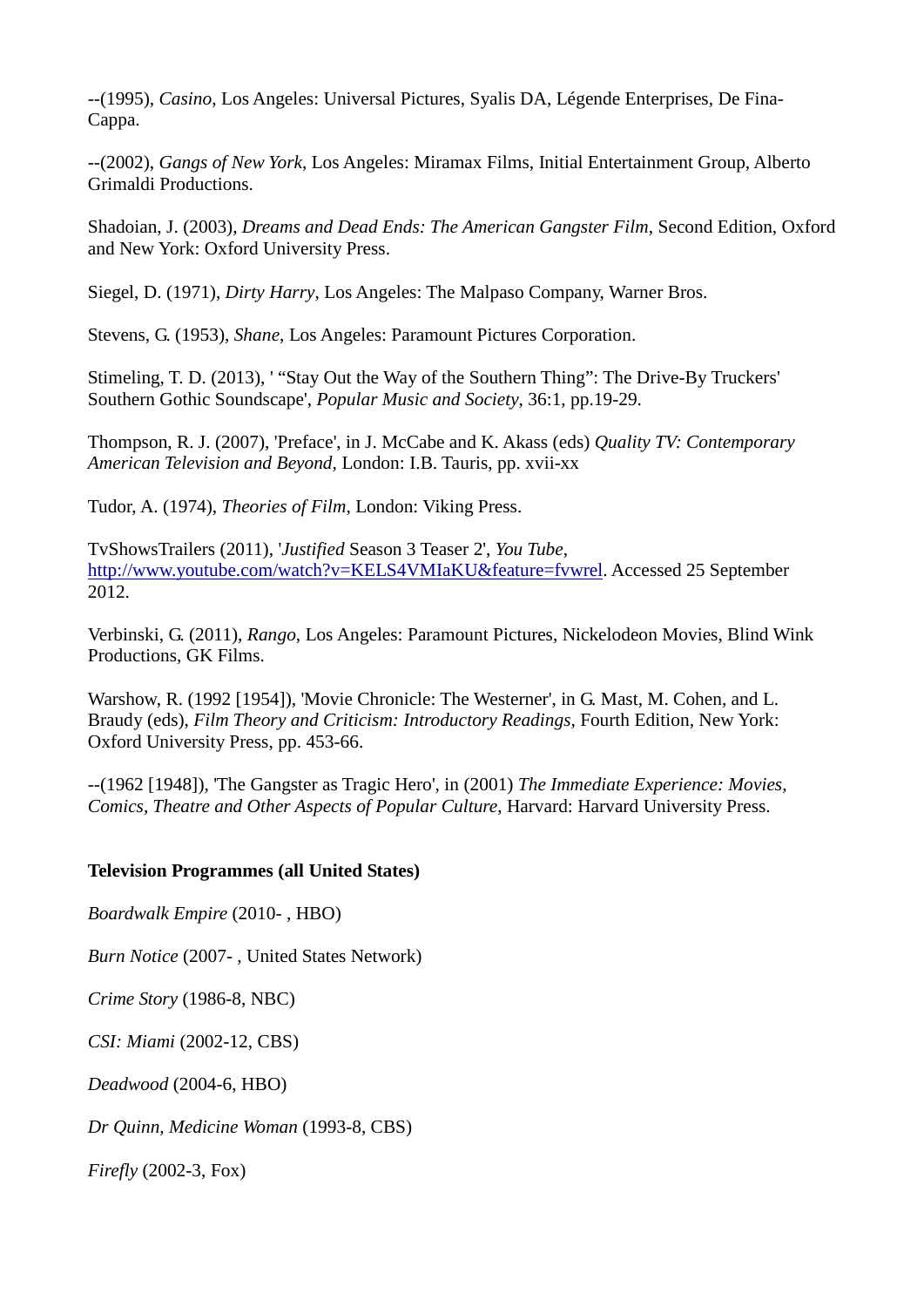--(1995), *Casino*, Los Angeles: Universal Pictures, Syalis DA, Légende Enterprises, De Fina-Cappa.

--(2002), *Gangs of New York*, Los Angeles: Miramax Films, Initial Entertainment Group, Alberto Grimaldi Productions.

Shadoian, J. (2003), *Dreams and Dead Ends: The American Gangster Film*, Second Edition, Oxford and New York: Oxford University Press.

Siegel, D. (1971), *Dirty Harry*, Los Angeles: The Malpaso Company, Warner Bros.

Stevens, G. (1953), *Shane*, Los Angeles: Paramount Pictures Corporation.

Stimeling, T. D. (2013), ' "Stay Out the Way of the Southern Thing": The Drive-By Truckers' Southern Gothic Soundscape', *Popular Music and Society*, 36:1, pp.19-29.

Thompson, R. J. (2007), 'Preface', in J. McCabe and K. Akass (eds) *Quality TV: Contemporary American Television and Beyond*, London: I.B. Tauris, pp. xvii-xx

Tudor, A. (1974), *Theories of Film*, London: Viking Press.

TvShowsTrailers (2011), '*Justified* Season 3 Teaser 2', *You Tube*, http://www.youtube.com/watch?v=KELS4VMIaKU&feature=fvwrel. Accessed 25 September 2012.

Verbinski, G. (2011), *Rango*, Los Angeles: Paramount Pictures, Nickelodeon Movies, Blind Wink Productions, GK Films.

Warshow, R. (1992 [1954]), 'Movie Chronicle: The Westerner', in G. Mast, M. Cohen, and L. Braudy (eds), *Film Theory and Criticism: Introductory Readings*, Fourth Edition, New York: Oxford University Press, pp. 453-66.

--(1962 [1948]), 'The Gangster as Tragic Hero', in (2001) *The Immediate Experience: Movies, Comics, Theatre and Other Aspects of Popular Culture*, Harvard: Harvard University Press.

**Television Programmes (all United States)**

*Boardwalk Empire* (2010- , HBO)

*Burn Notice* (2007- , United States Network)

*Crime Story* (1986-8, NBC)

*CSI: Miami* (2002-12, CBS)

*Deadwood* (2004-6, HBO)

*Dr Quinn, Medicine Woman* (1993-8, CBS)

*Firefly* (2002-3, Fox)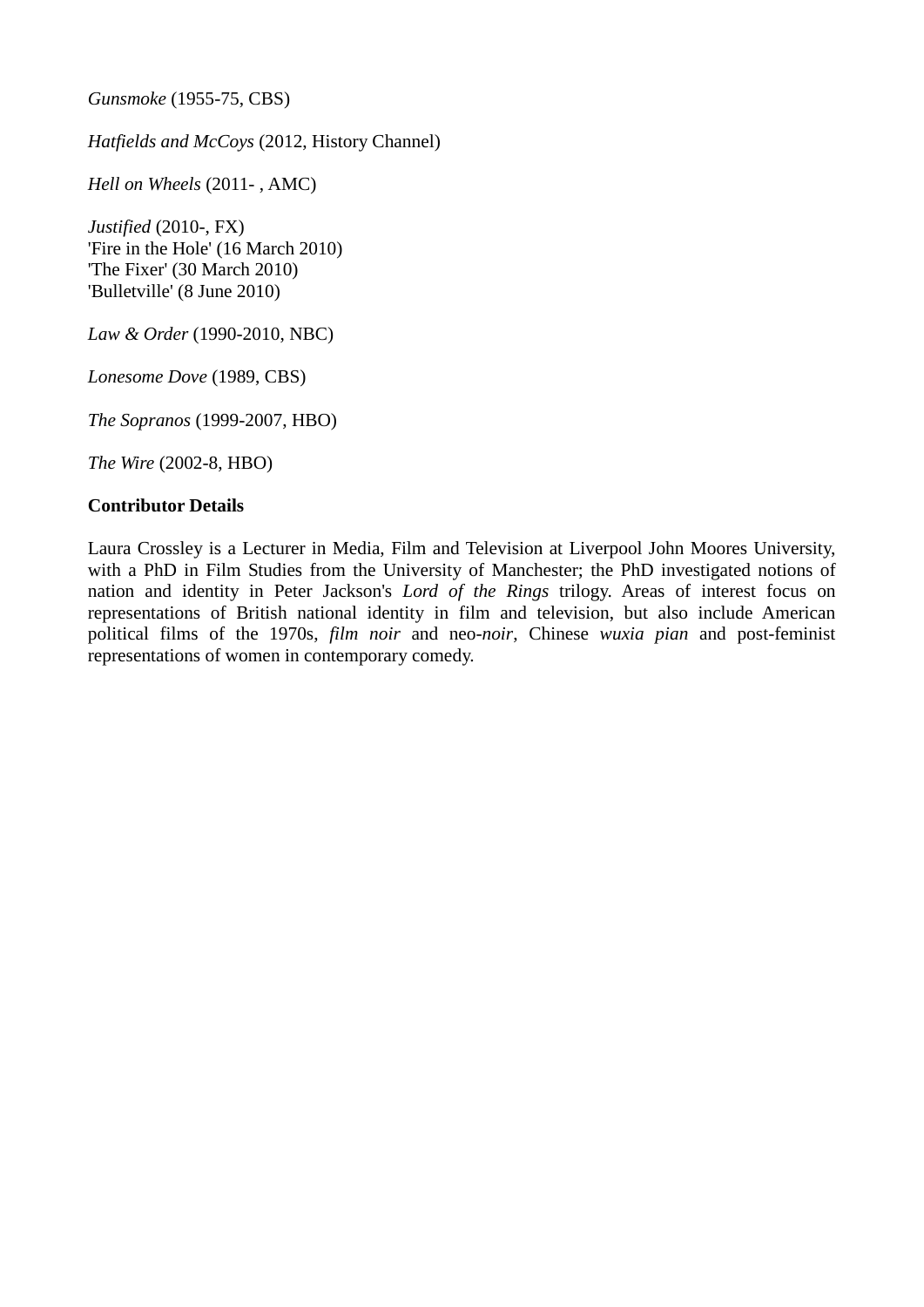*Gunsmoke* (1955-75, CBS)

*Hatfields and McCoys* (2012, History Channel)

*Hell on Wheels* (2011- , AMC)

*Justified* (2010-, FX)
'Fire in the Hole' (16 March 2010)
'The Fixer' (30 March 2010)
'Bulletville' (8 June 2010)

*Law & Order* (1990-2010, NBC)

*Lonesome Dove* (1989, CBS)

*The Sopranos* (1999-2007, HBO)

*The Wire* (2002-8, HBO)

**Contributor Details**

Laura Crossley is a Lecturer in Media, Film and Television at Liverpool John Moores University, with a PhD in Film Studies from the University of Manchester; the PhD investigated notions of nation and identity in Peter Jackson's *Lord of the Rings* trilogy. Areas of interest focus on representations of British national identity in film and television, but also include American political films of the 1970s, *film noir* and neo-*noir*, Chinese *wuxia pian* and post-feminist representations of women in contemporary comedy.